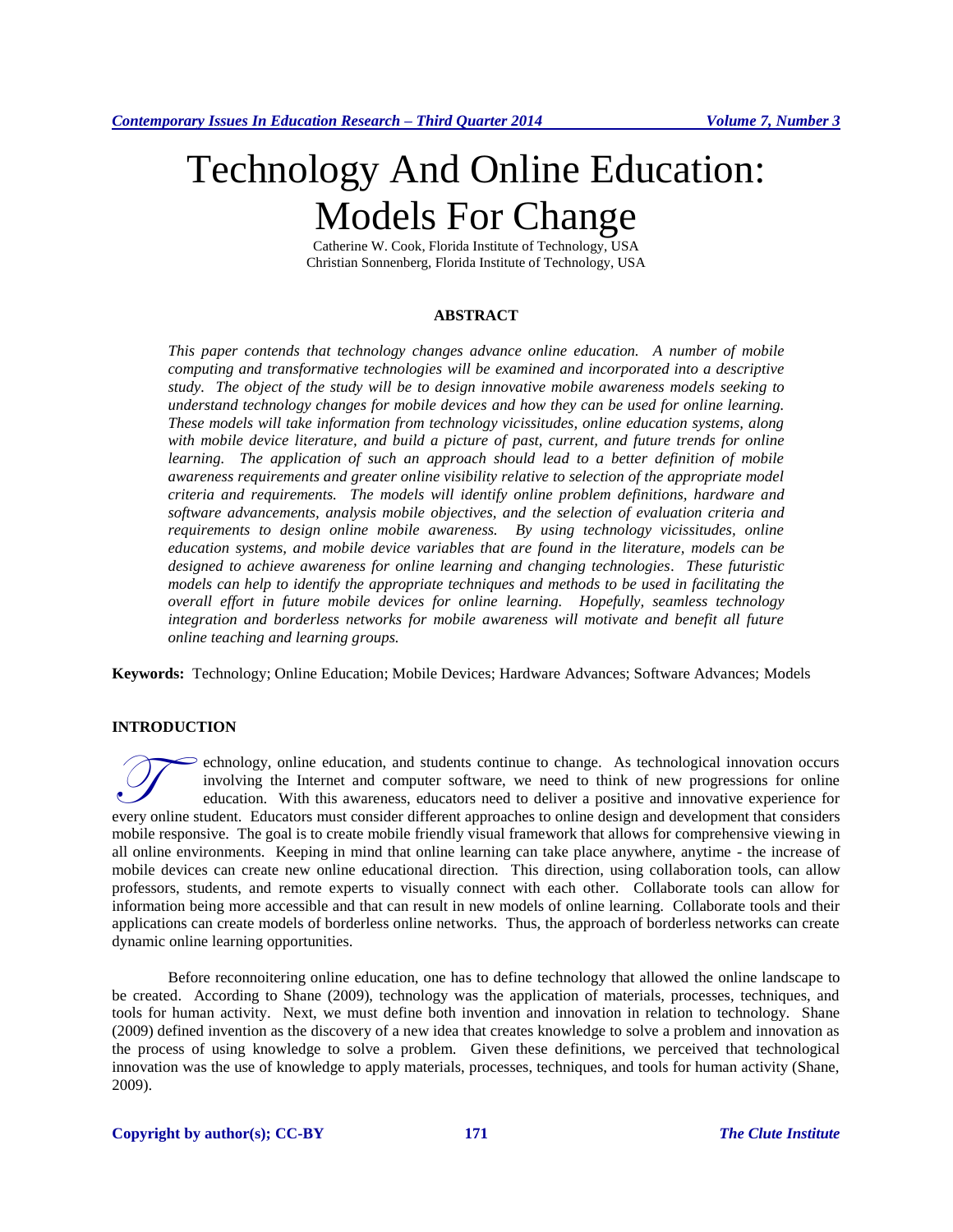# Technology And Online Education: Models For Change

Catherine W. Cook, Florida Institute of Technology, USA
Christian Sonnenberg, Florida Institute of Technology, USA

## ABSTRACT

*This paper contends that technology changes advance online education. A number of mobile computing and transformative technologies will be examined and incorporated into a descriptive study. The object of the study will be to design innovative mobile awareness models seeking to understand technology changes for mobile devices and how they can be used for online learning. These models will take information from technology vicissitudes, online education systems, along with mobile device literature, and build a picture of past, current, and future trends for online learning. The application of such an approach should lead to a better definition of mobile awareness requirements and greater online visibility relative to selection of the appropriate model criteria and requirements. The models will identify online problem definitions, hardware and software advancements, analysis mobile objectives, and the selection of evaluation criteria and requirements to design online mobile awareness. By using technology vicissitudes, online education systems, and mobile device variables that are found in the literature, models can be designed to achieve awareness for online learning and changing technologies. These futuristic models can help to identify the appropriate techniques and methods to be used in facilitating the overall effort in future mobile devices for online learning. Hopefully, seamless technology integration and borderless networks for mobile awareness will motivate and benefit all future online teaching and learning groups.*

**Keywords:** Technology; Online Education; Mobile Devices; Hardware Advances; Software Advances; Models

## INTRODUCTION

Technology, online education, and students continue to change. As technological innovation occurs involving the Internet and computer software, we need to think of new progressions for online education. With this awareness, educators need to deliver a positive and innovative experience for every online student. Educators must consider different approaches to online design and development that considers mobile responsive. The goal is to create mobile friendly visual framework that allows for comprehensive viewing in all online environments. Keeping in mind that online learning can take place anywhere, anytime - the increase of mobile devices can create new online educational direction. This direction, using collaboration tools, can allow professors, students, and remote experts to visually connect with each other. Collaborate tools can allow for information being more accessible and that can result in new models of online learning. Collaborate tools and their applications can create models of borderless online networks. Thus, the approach of borderless networks can create dynamic online learning opportunities.

Before reconnoitering online education, one has to define technology that allowed the online landscape to be created. According to Shane (2009), technology was the application of materials, processes, techniques, and tools for human activity. Next, we must define both invention and innovation in relation to technology. Shane (2009) defined invention as the discovery of a new idea that creates knowledge to solve a problem and innovation as the process of using knowledge to solve a problem. Given these definitions, we perceived that technological innovation was the use of knowledge to apply materials, processes, techniques, and tools for human activity (Shane, 2009).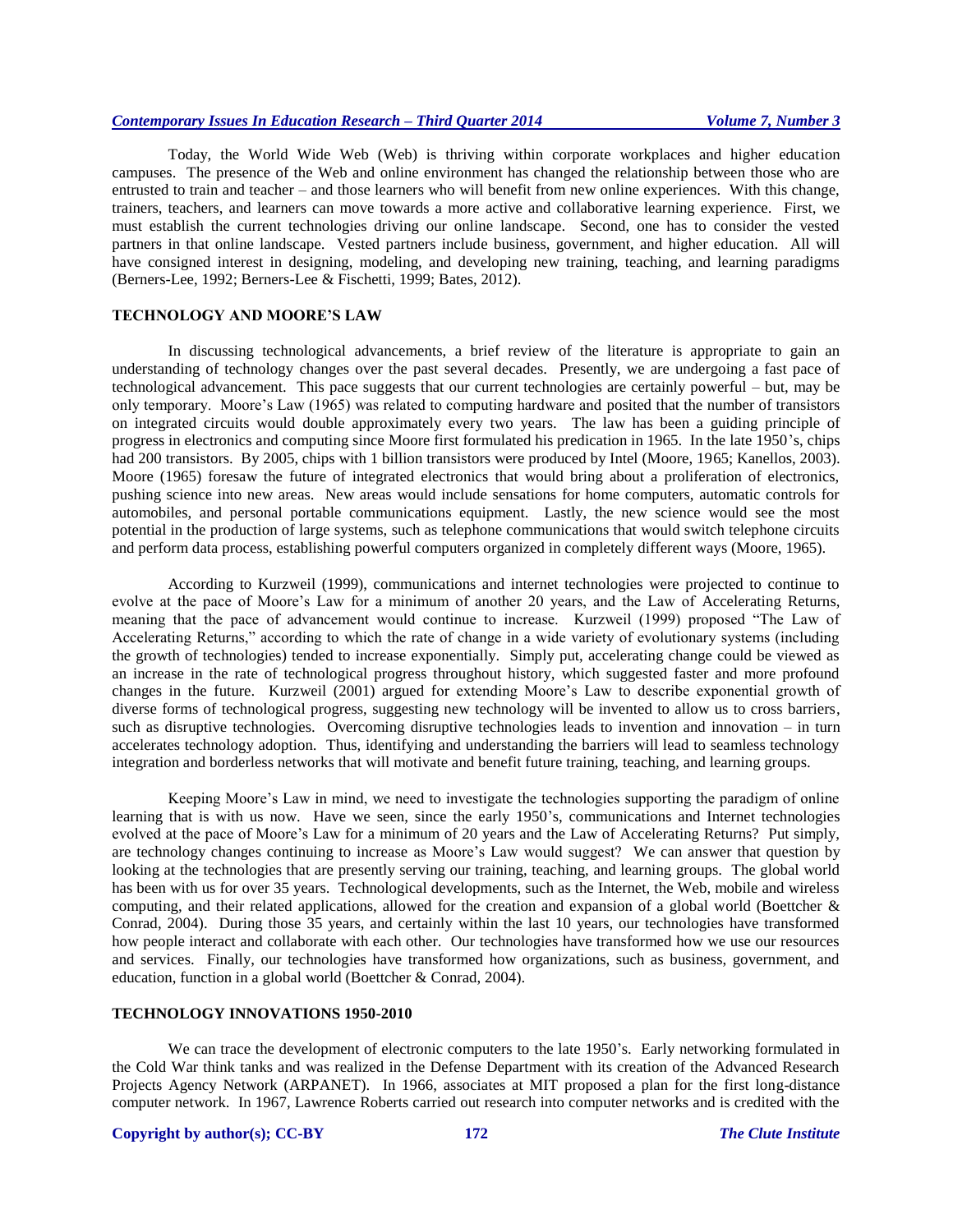Today, the World Wide Web (Web) is thriving within corporate workplaces and higher education campuses. The presence of the Web and online environment has changed the relationship between those who are entrusted to train and teacher – and those learners who will benefit from new online experiences. With this change, trainers, teachers, and learners can move towards a more active and collaborative learning experience. First, we must establish the current technologies driving our online landscape. Second, one has to consider the vested partners in that online landscape. Vested partners include business, government, and higher education. All will have consigned interest in designing, modeling, and developing new training, teaching, and learning paradigms (Berners-Lee, 1992; Berners-Lee & Fischetti, 1999; Bates, 2012).

## TECHNOLOGY AND MOORE'S LAW

In discussing technological advancements, a brief review of the literature is appropriate to gain an understanding of technology changes over the past several decades. Presently, we are undergoing a fast pace of technological advancement. This pace suggests that our current technologies are certainly powerful – but, may be only temporary. Moore's Law (1965) was related to computing hardware and posited that the number of transistors on integrated circuits would double approximately every two years. The law has been a guiding principle of progress in electronics and computing since Moore first formulated his predication in 1965. In the late 1950's, chips had 200 transistors. By 2005, chips with 1 billion transistors were produced by Intel (Moore, 1965; Kanellos, 2003). Moore (1965) foresaw the future of integrated electronics that would bring about a proliferation of electronics, pushing science into new areas. New areas would include sensations for home computers, automatic controls for automobiles, and personal portable communications equipment. Lastly, the new science would see the most potential in the production of large systems, such as telephone communications that would switch telephone circuits and perform data process, establishing powerful computers organized in completely different ways (Moore, 1965).

According to Kurzweil (1999), communications and internet technologies were projected to continue to evolve at the pace of Moore's Law for a minimum of another 20 years, and the Law of Accelerating Returns, meaning that the pace of advancement would continue to increase. Kurzweil (1999) proposed "The Law of Accelerating Returns," according to which the rate of change in a wide variety of evolutionary systems (including the growth of technologies) tended to increase exponentially. Simply put, accelerating change could be viewed as an increase in the rate of technological progress throughout history, which suggested faster and more profound changes in the future. Kurzweil (2001) argued for extending Moore's Law to describe exponential growth of diverse forms of technological progress, suggesting new technology will be invented to allow us to cross barriers, such as disruptive technologies. Overcoming disruptive technologies leads to invention and innovation – in turn accelerates technology adoption. Thus, identifying and understanding the barriers will lead to seamless technology integration and borderless networks that will motivate and benefit future training, teaching, and learning groups.

Keeping Moore's Law in mind, we need to investigate the technologies supporting the paradigm of online learning that is with us now. Have we seen, since the early 1950's, communications and Internet technologies evolved at the pace of Moore's Law for a minimum of 20 years and the Law of Accelerating Returns? Put simply, are technology changes continuing to increase as Moore's Law would suggest? We can answer that question by looking at the technologies that are presently serving our training, teaching, and learning groups. The global world has been with us for over 35 years. Technological developments, such as the Internet, the Web, mobile and wireless computing, and their related applications, allowed for the creation and expansion of a global world (Boettcher & Conrad, 2004). During those 35 years, and certainly within the last 10 years, our technologies have transformed how people interact and collaborate with each other. Our technologies have transformed how we use our resources and services. Finally, our technologies have transformed how organizations, such as business, government, and education, function in a global world (Boettcher & Conrad, 2004).

## TECHNOLOGY INNOVATIONS 1950-2010

We can trace the development of electronic computers to the late 1950's. Early networking formulated in the Cold War think tanks and was realized in the Defense Department with its creation of the Advanced Research Projects Agency Network (ARPANET). In 1966, associates at MIT proposed a plan for the first long-distance computer network. In 1967, Lawrence Roberts carried out research into computer networks and is credited with the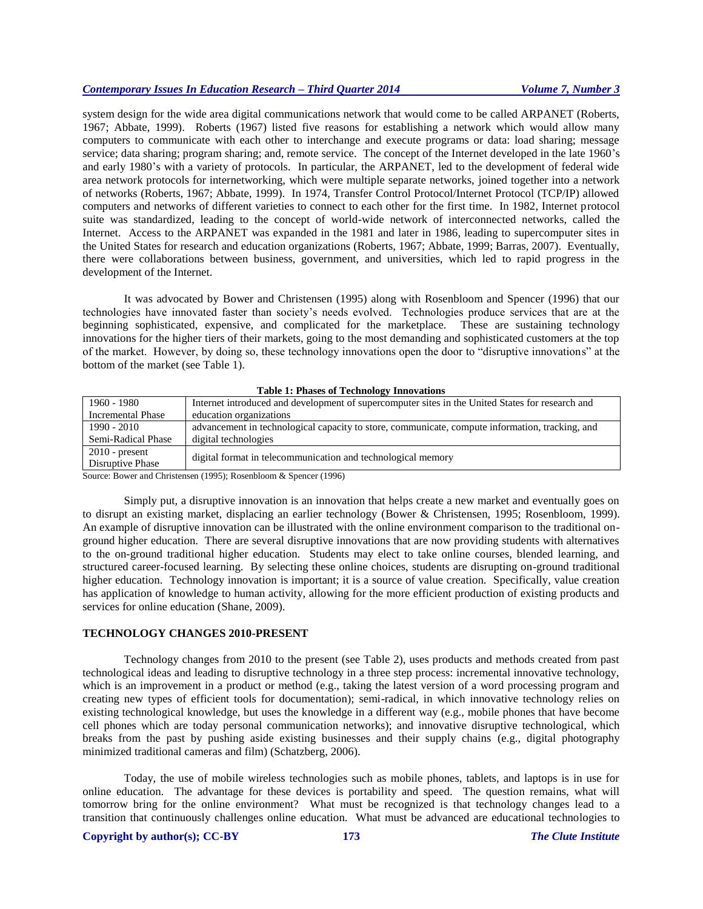system design for the wide area digital communications network that would come to be called ARPANET (Roberts, 1967; Abbate, 1999). Roberts (1967) listed five reasons for establishing a network which would allow many computers to communicate with each other to interchange and execute programs or data: load sharing; message service; data sharing; program sharing; and, remote service. The concept of the Internet developed in the late 1960's and early 1980's with a variety of protocols. In particular, the ARPANET, led to the development of federal wide area network protocols for internetworking, which were multiple separate networks, joined together into a network of networks (Roberts, 1967; Abbate, 1999). In 1974, Transfer Control Protocol/Internet Protocol (TCP/IP) allowed computers and networks of different varieties to connect to each other for the first time. In 1982, Internet protocol suite was standardized, leading to the concept of world-wide network of interconnected networks, called the Internet. Access to the ARPANET was expanded in the 1981 and later in 1986, leading to supercomputer sites in the United States for research and education organizations (Roberts, 1967; Abbate, 1999; Barras, 2007). Eventually, there were collaborations between business, government, and universities, which led to rapid progress in the development of the Internet.

It was advocated by Bower and Christensen (1995) along with Rosenbloom and Spencer (1996) that our technologies have innovated faster than society's needs evolved. Technologies produce services that are at the beginning sophisticated, expensive, and complicated for the marketplace. These are sustaining technology innovations for the higher tiers of their markets, going to the most demanding and sophisticated customers at the top of the market. However, by doing so, these technology innovations open the door to "disruptive innovations" at the bottom of the market (see Table 1).

**Table 1: Phases of Technology Innovations**

| | |
|---|---|
| 1960 - 1980 Incremental Phase | Internet introduced and development of supercomputer sites in the United States for research and education organizations |
| 1990 - 2010 Semi-Radical Phase | advancement in technological capacity to store, communicate, compute information, tracking, and digital technologies |
| 2010 - present Disruptive Phase | digital format in telecommunication and technological memory |

Source: Bower and Christensen (1995); Rosenbloom & Spencer (1996)

Simply put, a disruptive innovation is an innovation that helps create a new market and eventually goes on to disrupt an existing market, displacing an earlier technology (Bower & Christensen, 1995; Rosenbloom, 1999). An example of disruptive innovation can be illustrated with the online environment comparison to the traditional on-ground higher education. There are several disruptive innovations that are now providing students with alternatives to the on-ground traditional higher education. Students may elect to take online courses, blended learning, and structured career-focused learning. By selecting these online choices, students are disrupting on-ground traditional higher education. Technology innovation is important; it is a source of value creation. Specifically, value creation has application of knowledge to human activity, allowing for the more efficient production of existing products and services for online education (Shane, 2009).

## TECHNOLOGY CHANGES 2010-PRESENT

Technology changes from 2010 to the present (see Table 2), uses products and methods created from past technological ideas and leading to disruptive technology in a three step process: incremental innovative technology, which is an improvement in a product or method (e.g., taking the latest version of a word processing program and creating new types of efficient tools for documentation); semi-radical, in which innovative technology relies on existing technological knowledge, but uses the knowledge in a different way (e.g., mobile phones that have become cell phones which are today personal communication networks); and innovative disruptive technological, which breaks from the past by pushing aside existing businesses and their supply chains (e.g., digital photography minimized traditional cameras and film) (Schatzberg, 2006).

Today, the use of mobile wireless technologies such as mobile phones, tablets, and laptops is in use for online education. The advantage for these devices is portability and speed. The question remains, what will tomorrow bring for the online environment? What must be recognized is that technology changes lead to a transition that continuously challenges online education. What must be advanced are educational technologies to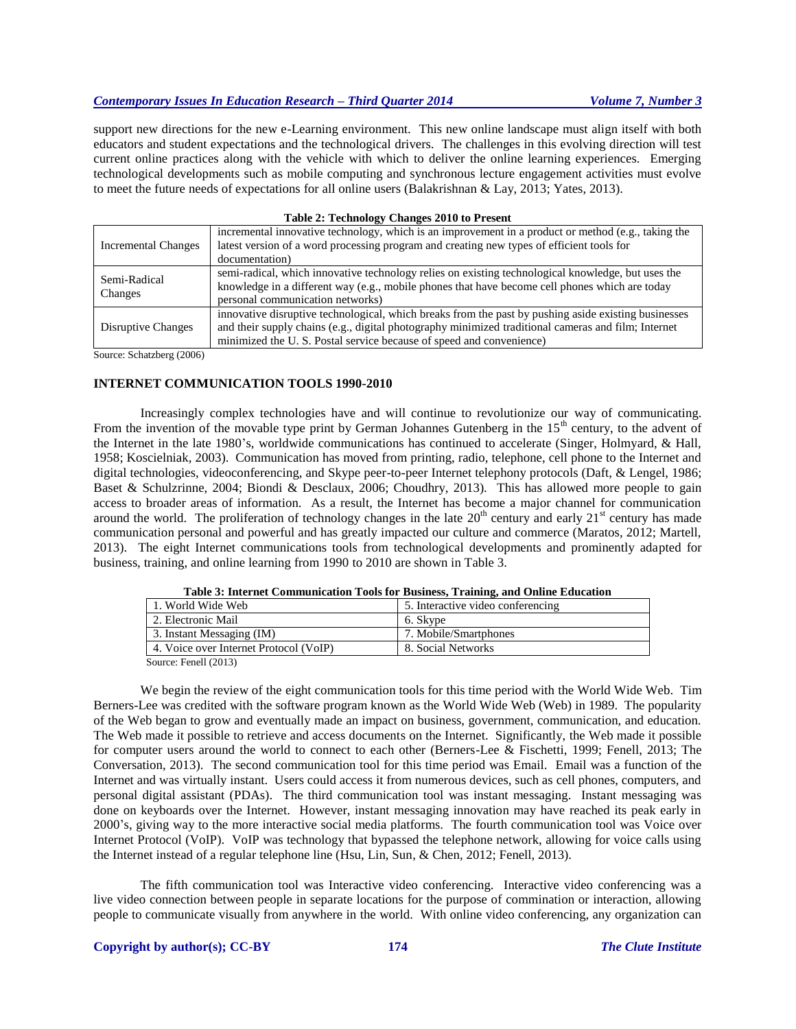support new directions for the new e-Learning environment. This new online landscape must align itself with both educators and student expectations and the technological drivers. The challenges in this evolving direction will test current online practices along with the vehicle with which to deliver the online learning experiences. Emerging technological developments such as mobile computing and synchronous lecture engagement activities must evolve to meet the future needs of expectations for all online users (Balakrishnan & Lay, 2013; Yates, 2013).

**Table 2: Technology Changes 2010 to Present**

| | |
|---|---|
| Incremental Changes | incremental innovative technology, which is an improvement in a product or method (e.g., taking the latest version of a word processing program and creating new types of efficient tools for documentation) |
| Semi-Radical Changes | semi-radical, which innovative technology relies on existing technological knowledge, but uses the knowledge in a different way (e.g., mobile phones that have become cell phones which are today personal communication networks) |
| Disruptive Changes | innovative disruptive technological, which breaks from the past by pushing aside existing businesses and their supply chains (e.g., digital photography minimized traditional cameras and film; Internet minimized the U. S. Postal service because of speed and convenience) |

Source: Schatzberg (2006)

## INTERNET COMMUNICATION TOOLS 1990-2010

Increasingly complex technologies have and will continue to revolutionize our way of communicating. From the invention of the movable type print by German Johannes Gutenberg in the 15th century, to the advent of the Internet in the late 1980's, worldwide communications has continued to accelerate (Singer, Holmyard, & Hall, 1958; Koscielniak, 2003). Communication has moved from printing, radio, telephone, cell phone to the Internet and digital technologies, videoconferencing, and Skype peer-to-peer Internet telephony protocols (Daft, & Lengel, 1986; Baset & Schulzrinne, 2004; Biondi & Desclaux, 2006; Choudhry, 2013). This has allowed more people to gain access to broader areas of information. As a result, the Internet has become a major channel for communication around the world. The proliferation of technology changes in the late 20th century and early 21st century has made communication personal and powerful and has greatly impacted our culture and commerce (Maratos, 2012; Martell, 2013). The eight Internet communications tools from technological developments and prominently adapted for business, training, and online learning from 1990 to 2010 are shown in Table 3.

**Table 3: Internet Communication Tools for Business, Training, and Online Education**

| | |
|---|---|
| 1. World Wide Web | 5. Interactive video conferencing |
| 2. Electronic Mail | 6. Skype |
| 3. Instant Messaging (IM) | 7. Mobile/Smartphones |
| 4. Voice over Internet Protocol (VoIP) | 8. Social Networks |

Source: Fenell (2013)

We begin the review of the eight communication tools for this time period with the World Wide Web. Tim Berners-Lee was credited with the software program known as the World Wide Web (Web) in 1989. The popularity of the Web began to grow and eventually made an impact on business, government, communication, and education. The Web made it possible to retrieve and access documents on the Internet. Significantly, the Web made it possible for computer users around the world to connect to each other (Berners-Lee & Fischetti, 1999; Fenell, 2013; The Conversation, 2013). The second communication tool for this time period was Email. Email was a function of the Internet and was virtually instant. Users could access it from numerous devices, such as cell phones, computers, and personal digital assistant (PDAs). The third communication tool was instant messaging. Instant messaging was done on keyboards over the Internet. However, instant messaging innovation may have reached its peak early in 2000's, giving way to the more interactive social media platforms. The fourth communication tool was Voice over Internet Protocol (VoIP). VoIP was technology that bypassed the telephone network, allowing for voice calls using the Internet instead of a regular telephone line (Hsu, Lin, Sun, & Chen, 2012; Fenell, 2013).

The fifth communication tool was Interactive video conferencing. Interactive video conferencing was a live video connection between people in separate locations for the purpose of commination or interaction, allowing people to communicate visually from anywhere in the world. With online video conferencing, any organization can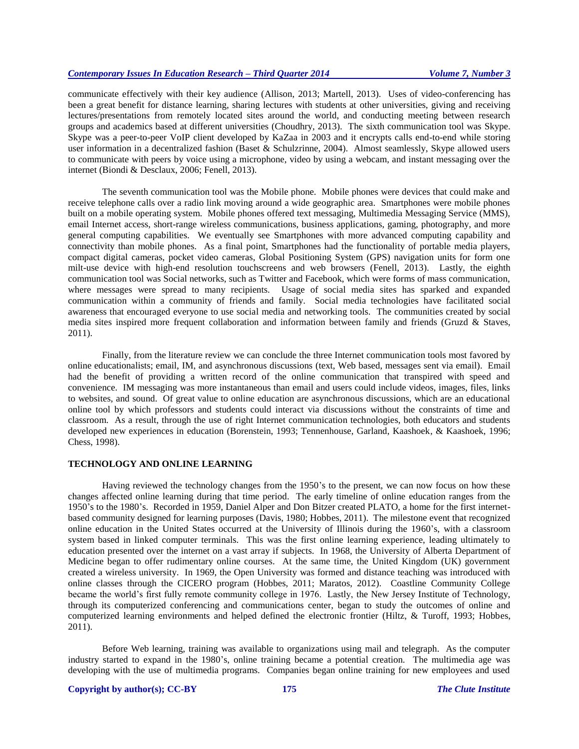communicate effectively with their key audience (Allison, 2013; Martell, 2013). Uses of video-conferencing has been a great benefit for distance learning, sharing lectures with students at other universities, giving and receiving lectures/presentations from remotely located sites around the world, and conducting meeting between research groups and academics based at different universities (Choudhry, 2013). The sixth communication tool was Skype. Skype was a peer-to-peer VoIP client developed by KaZaa in 2003 and it encrypts calls end-to-end while storing user information in a decentralized fashion (Baset & Schulzrinne, 2004). Almost seamlessly, Skype allowed users to communicate with peers by voice using a microphone, video by using a webcam, and instant messaging over the internet (Biondi & Desclaux, 2006; Fenell, 2013).

The seventh communication tool was the Mobile phone. Mobile phones were devices that could make and receive telephone calls over a radio link moving around a wide geographic area. Smartphones were mobile phones built on a mobile operating system. Mobile phones offered text messaging, Multimedia Messaging Service (MMS), email Internet access, short-range wireless communications, business applications, gaming, photography, and more general computing capabilities. We eventually see Smartphones with more advanced computing capability and connectivity than mobile phones. As a final point, Smartphones had the functionality of portable media players, compact digital cameras, pocket video cameras, Global Positioning System (GPS) navigation units for form one milt-use device with high-end resolution touchscreens and web browsers (Fenell, 2013). Lastly, the eighth communication tool was Social networks, such as Twitter and Facebook, which were forms of mass communication, where messages were spread to many recipients. Usage of social media sites has sparked and expanded communication within a community of friends and family. Social media technologies have facilitated social awareness that encouraged everyone to use social media and networking tools. The communities created by social media sites inspired more frequent collaboration and information between family and friends (Gruzd & Staves, 2011).

Finally, from the literature review we can conclude the three Internet communication tools most favored by online educationalists; email, IM, and asynchronous discussions (text, Web based, messages sent via email). Email had the benefit of providing a written record of the online communication that transpired with speed and convenience. IM messaging was more instantaneous than email and users could include videos, images, files, links to websites, and sound. Of great value to online education are asynchronous discussions, which are an educational online tool by which professors and students could interact via discussions without the constraints of time and classroom. As a result, through the use of right Internet communication technologies, both educators and students developed new experiences in education (Borenstein, 1993; Tennenhouse, Garland, Kaashoek, & Kaashoek, 1996; Chess, 1998).

## TECHNOLOGY AND ONLINE LEARNING

Having reviewed the technology changes from the 1950's to the present, we can now focus on how these changes affected online learning during that time period. The early timeline of online education ranges from the 1950's to the 1980's. Recorded in 1959, Daniel Alper and Don Bitzer created PLATO, a home for the first internet-based community designed for learning purposes (Davis, 1980; Hobbes, 2011). The milestone event that recognized online education in the United States occurred at the University of Illinois during the 1960's, with a classroom system based in linked computer terminals. This was the first online learning experience, leading ultimately to education presented over the internet on a vast array if subjects. In 1968, the University of Alberta Department of Medicine began to offer rudimentary online courses. At the same time, the United Kingdom (UK) government created a wireless university. In 1969, the Open University was formed and distance teaching was introduced with online classes through the CICERO program (Hobbes, 2011; Maratos, 2012). Coastline Community College became the world's first fully remote community college in 1976. Lastly, the New Jersey Institute of Technology, through its computerized conferencing and communications center, began to study the outcomes of online and computerized learning environments and helped defined the electronic frontier (Hiltz, & Turoff, 1993; Hobbes, 2011).

Before Web learning, training was available to organizations using mail and telegraph. As the computer industry started to expand in the 1980's, online training became a potential creation. The multimedia age was developing with the use of multimedia programs. Companies began online training for new employees and used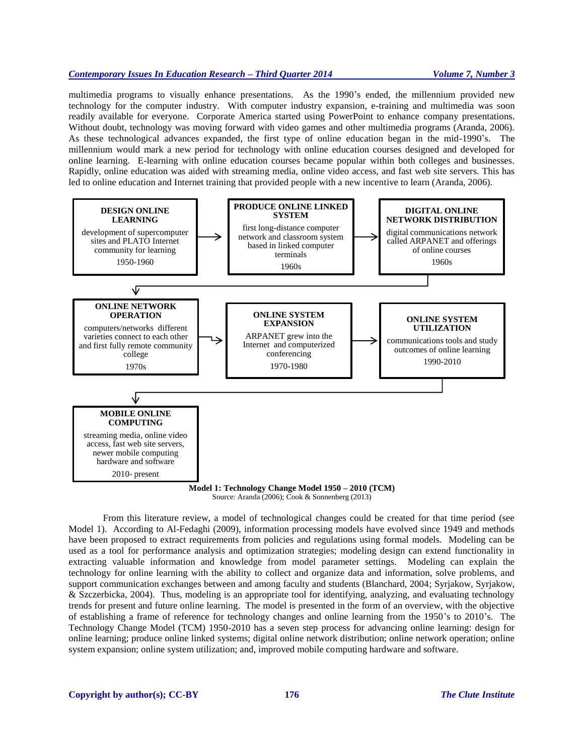multimedia programs to visually enhance presentations. As the 1990's ended, the millennium provided new technology for the computer industry. With computer industry expansion, e-training and multimedia was soon readily available for everyone. Corporate America started using PowerPoint to enhance company presentations. Without doubt, technology was moving forward with video games and other multimedia programs (Aranda, 2006). As these technological advances expanded, the first type of online education began in the mid-1990's. The millennium would mark a new period for technology with online education courses designed and developed for online learning. E-learning with online education courses became popular within both colleges and businesses. Rapidly, online education was aided with streaming media, online video access, and fast web site servers. This has led to online education and Internet training that provided people with a new incentive to learn (Aranda, 2006).

**DESIGN ONLINE LEARNING**
development of supercomputer sites and PLATO Internet community for learning
1950-1960

→ **PRODUCE ONLINE LINKED SYSTEM**
first long-distance computer network and classroom system based in linked computer terminals
1960s

→ **DIGITAL ONLINE NETWORK DISTRIBUTION**
digital communications network called ARPANET and offerings of online courses
1960s

→ **ONLINE NETWORK OPERATION**
computers/networks different varieties connect to each other and first fully remote community college
1970s

→ **ONLINE SYSTEM EXPANSION**
ARPANET grew into the Internet and computerized conferencing
1970-1980

→ **ONLINE SYSTEM UTILIZATION**
communications tools and study outcomes of online learning
1990-2010

→ **MOBILE ONLINE COMPUTING**
streaming media, online video access, fast web site servers, newer mobile computing hardware and software
2010- present

**Model 1: Technology Change Model 1950 – 2010 (TCM)**
Source: Aranda (2006); Cook & Sonnenberg (2013)

From this literature review, a model of technological changes could be created for that time period (see Model 1). According to Al-Fedaghi (2009), information processing models have evolved since 1949 and methods have been proposed to extract requirements from policies and regulations using formal models. Modeling can be used as a tool for performance analysis and optimization strategies; modeling design can extend functionality in extracting valuable information and knowledge from model parameter settings. Modeling can explain the technology for online learning with the ability to collect and organize data and information, solve problems, and support communication exchanges between and among faculty and students (Blanchard, 2004; Syrjakow, Syrjakow, & Szczerbicka, 2004). Thus, modeling is an appropriate tool for identifying, analyzing, and evaluating technology trends for present and future online learning. The model is presented in the form of an overview, with the objective of establishing a frame of reference for technology changes and online learning from the 1950's to 2010's. The Technology Change Model (TCM) 1950-2010 has a seven step process for advancing online learning: design for online learning; produce online linked systems; digital online network distribution; online network operation; online system expansion; online system utilization; and, improved mobile computing hardware and software.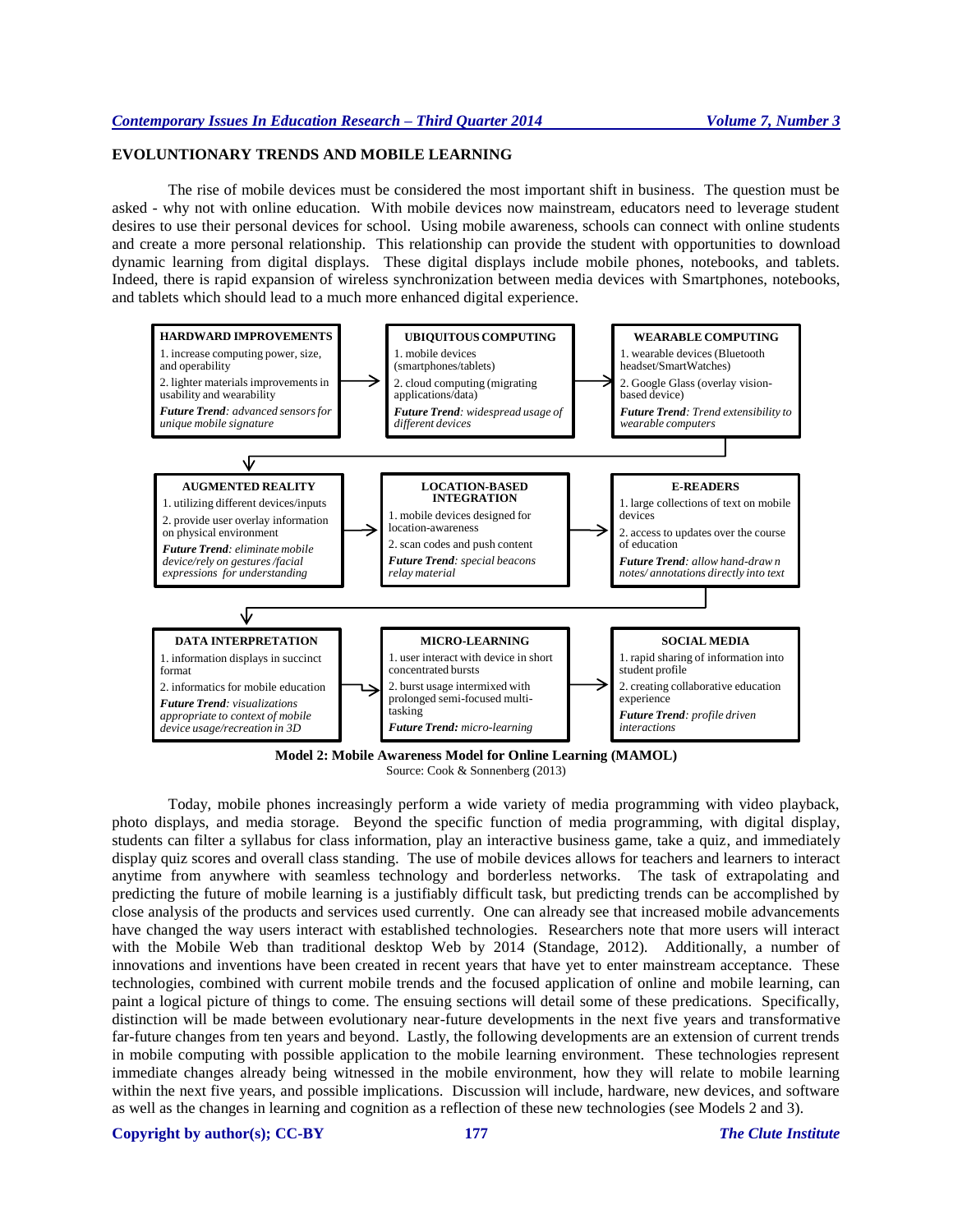## EVOLUNTIONARY TRENDS AND MOBILE LEARNING

The rise of mobile devices must be considered the most important shift in business. The question must be asked - why not with online education. With mobile devices now mainstream, educators need to leverage student desires to use their personal devices for school. Using mobile awareness, schools can connect with online students and create a more personal relationship. This relationship can provide the student with opportunities to download dynamic learning from digital displays. These digital displays include mobile phones, notebooks, and tablets. Indeed, there is rapid expansion of wireless synchronization between media devices with Smartphones, notebooks, and tablets which should lead to a much more enhanced digital experience.

**HARDWARD IMPROVEMENTS**
1. increase computing power, size, and operability
2. lighter materials improvements in usability and wearability
***Future Trend**: advanced sensors for unique mobile signature*

→ **UBIQUITOUS COMPUTING**
1. mobile devices (smartphones/tablets)
2. cloud computing (migrating applications/data)
***Future Trend**: widespread usage of different devices*

→ **WEARABLE COMPUTING**
1. wearable devices (Bluetooth headset/SmartWatches)
2. Google Glass (overlay vision-based device)
***Future Trend**: Trend extensibility to wearable computers*

↓ **AUGMENTED REALITY**
1. utilizing different devices/inputs
2. provide user overlay information on physical environment
***Future Trend**: eliminate mobile device/rely on gestures /facial expressions for understanding*

→ **LOCATION-BASED INTEGRATION**
1. mobile devices designed for location-awareness
2. scan codes and push content
***Future Trend**: special beacons relay material*

→ **E-READERS**
1. large collections of text on mobile devices
2. access to updates over the course of education
***Future Trend**: allow hand-draw n notes/ annotations directly into text*

↓ **DATA INTERPRETATION**
1. information displays in succinct format
2. informatics for mobile education
***Future Trend**: visualizations appropriate to context of mobile device usage/recreation in 3D*

→ **MICRO-LEARNING**
1. user interact with device in short concentrated bursts
2. burst usage intermixed with prolonged semi-focused multi-tasking
***Future Trend:** micro-learning*

→ **SOCIAL MEDIA**
1. rapid sharing of information into student profile
2. creating collaborative education experience
***Future Trend**: profile driven interactions*

**Model 2: Mobile Awareness Model for Online Learning (MAMOL)**
Source: Cook & Sonnenberg (2013)

Today, mobile phones increasingly perform a wide variety of media programming with video playback, photo displays, and media storage. Beyond the specific function of media programming, with digital display, students can filter a syllabus for class information, play an interactive business game, take a quiz, and immediately display quiz scores and overall class standing. The use of mobile devices allows for teachers and learners to interact anytime from anywhere with seamless technology and borderless networks. The task of extrapolating and predicting the future of mobile learning is a justifiably difficult task, but predicting trends can be accomplished by close analysis of the products and services used currently. One can already see that increased mobile advancements have changed the way users interact with established technologies. Researchers note that more users will interact with the Mobile Web than traditional desktop Web by 2014 (Standage, 2012). Additionally, a number of innovations and inventions have been created in recent years that have yet to enter mainstream acceptance. These technologies, combined with current mobile trends and the focused application of online and mobile learning, can paint a logical picture of things to come. The ensuing sections will detail some of these predications. Specifically, distinction will be made between evolutionary near-future developments in the next five years and transformative far-future changes from ten years and beyond. Lastly, the following developments are an extension of current trends in mobile computing with possible application to the mobile learning environment. These technologies represent immediate changes already being witnessed in the mobile environment, how they will relate to mobile learning within the next five years, and possible implications. Discussion will include, hardware, new devices, and software as well as the changes in learning and cognition as a reflection of these new technologies (see Models 2 and 3).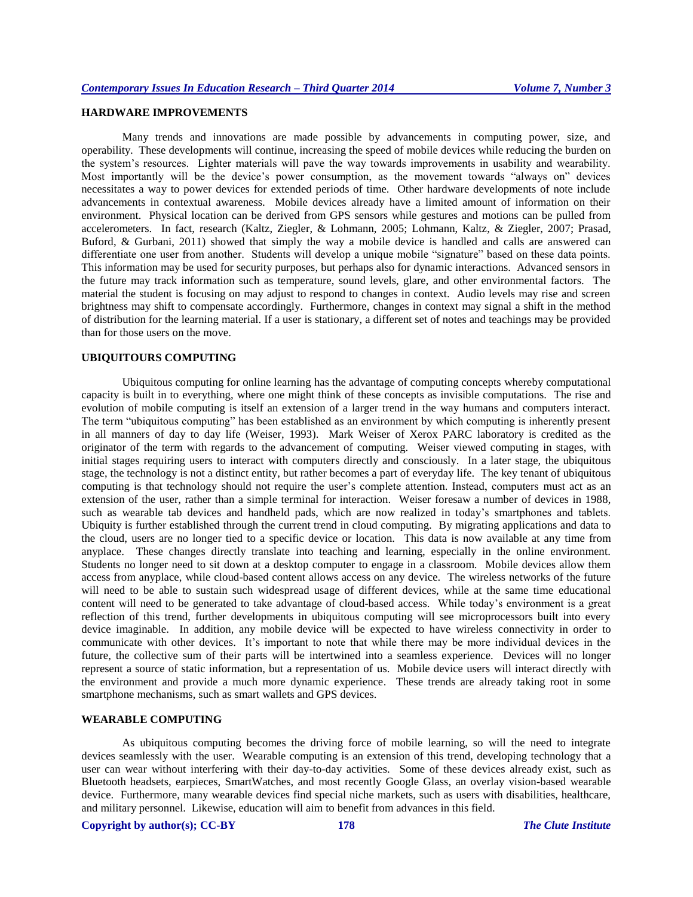## HARDWARE IMPROVEMENTS

Many trends and innovations are made possible by advancements in computing power, size, and operability. These developments will continue, increasing the speed of mobile devices while reducing the burden on the system's resources. Lighter materials will pave the way towards improvements in usability and wearability. Most importantly will be the device's power consumption, as the movement towards "always on" devices necessitates a way to power devices for extended periods of time. Other hardware developments of note include advancements in contextual awareness. Mobile devices already have a limited amount of information on their environment. Physical location can be derived from GPS sensors while gestures and motions can be pulled from accelerometers. In fact, research (Kaltz, Ziegler, & Lohmann, 2005; Lohmann, Kaltz, & Ziegler, 2007; Prasad, Buford, & Gurbani, 2011) showed that simply the way a mobile device is handled and calls are answered can differentiate one user from another. Students will develop a unique mobile "signature" based on these data points. This information may be used for security purposes, but perhaps also for dynamic interactions. Advanced sensors in the future may track information such as temperature, sound levels, glare, and other environmental factors. The material the student is focusing on may adjust to respond to changes in context. Audio levels may rise and screen brightness may shift to compensate accordingly. Furthermore, changes in context may signal a shift in the method of distribution for the learning material. If a user is stationary, a different set of notes and teachings may be provided than for those users on the move.

## UBIQUITOURS COMPUTING

Ubiquitous computing for online learning has the advantage of computing concepts whereby computational capacity is built in to everything, where one might think of these concepts as invisible computations. The rise and evolution of mobile computing is itself an extension of a larger trend in the way humans and computers interact. The term "ubiquitous computing" has been established as an environment by which computing is inherently present in all manners of day to day life (Weiser, 1993). Mark Weiser of Xerox PARC laboratory is credited as the originator of the term with regards to the advancement of computing. Weiser viewed computing in stages, with initial stages requiring users to interact with computers directly and consciously. In a later stage, the ubiquitous stage, the technology is not a distinct entity, but rather becomes a part of everyday life. The key tenant of ubiquitous computing is that technology should not require the user's complete attention. Instead, computers must act as an extension of the user, rather than a simple terminal for interaction. Weiser foresaw a number of devices in 1988, such as wearable tab devices and handheld pads, which are now realized in today's smartphones and tablets. Ubiquity is further established through the current trend in cloud computing. By migrating applications and data to the cloud, users are no longer tied to a specific device or location. This data is now available at any time from anyplace. These changes directly translate into teaching and learning, especially in the online environment. Students no longer need to sit down at a desktop computer to engage in a classroom. Mobile devices allow them access from anyplace, while cloud-based content allows access on any device. The wireless networks of the future will need to be able to sustain such widespread usage of different devices, while at the same time educational content will need to be generated to take advantage of cloud-based access. While today's environment is a great reflection of this trend, further developments in ubiquitous computing will see microprocessors built into every device imaginable. In addition, any mobile device will be expected to have wireless connectivity in order to communicate with other devices. It's important to note that while there may be more individual devices in the future, the collective sum of their parts will be intertwined into a seamless experience. Devices will no longer represent a source of static information, but a representation of us. Mobile device users will interact directly with the environment and provide a much more dynamic experience. These trends are already taking root in some smartphone mechanisms, such as smart wallets and GPS devices.

## WEARABLE COMPUTING

As ubiquitous computing becomes the driving force of mobile learning, so will the need to integrate devices seamlessly with the user. Wearable computing is an extension of this trend, developing technology that a user can wear without interfering with their day-to-day activities. Some of these devices already exist, such as Bluetooth headsets, earpieces, SmartWatches, and most recently Google Glass, an overlay vision-based wearable device. Furthermore, many wearable devices find special niche markets, such as users with disabilities, healthcare, and military personnel. Likewise, education will aim to benefit from advances in this field.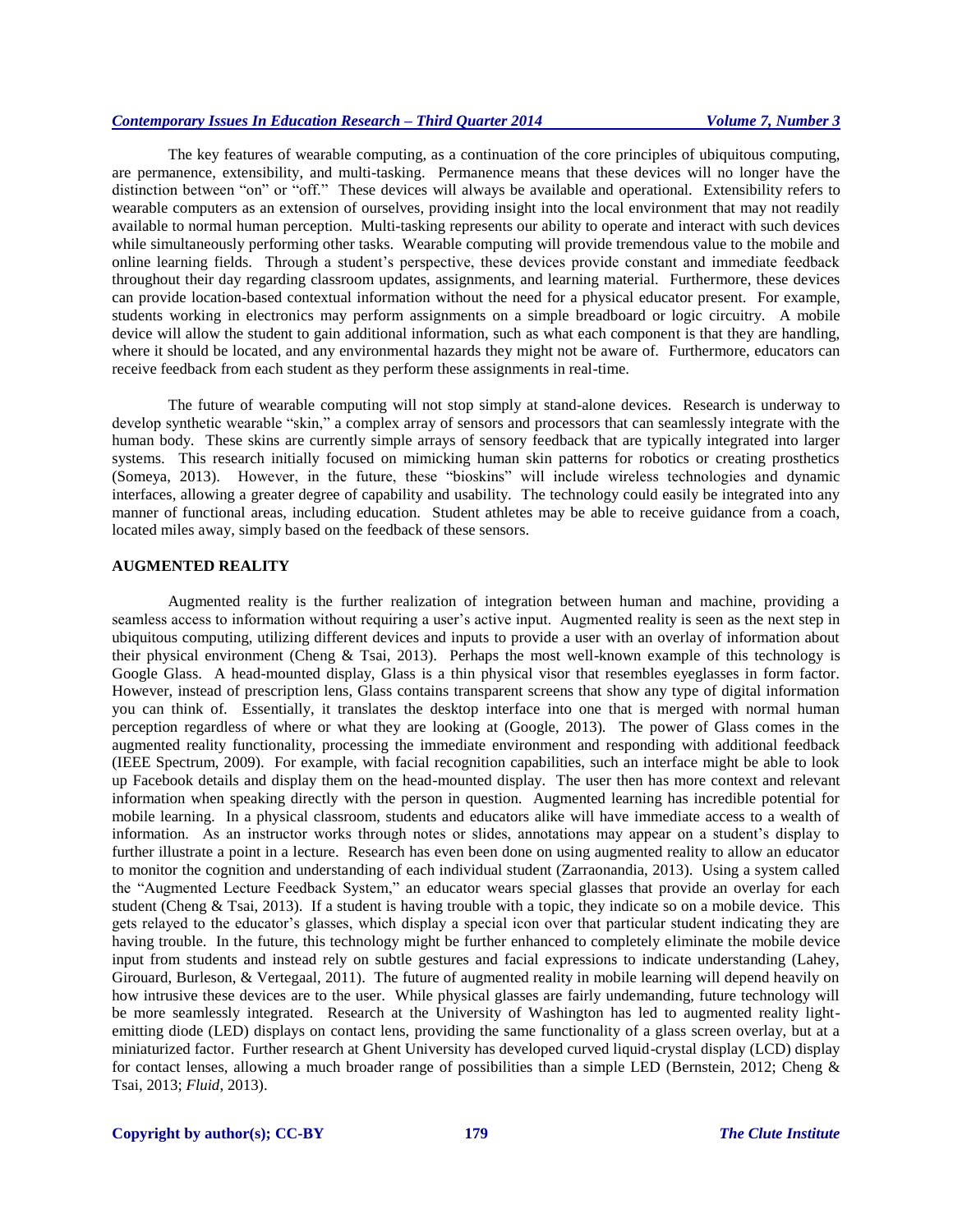The key features of wearable computing, as a continuation of the core principles of ubiquitous computing, are permanence, extensibility, and multi-tasking. Permanence means that these devices will no longer have the distinction between "on" or "off." These devices will always be available and operational. Extensibility refers to wearable computers as an extension of ourselves, providing insight into the local environment that may not readily available to normal human perception. Multi-tasking represents our ability to operate and interact with such devices while simultaneously performing other tasks. Wearable computing will provide tremendous value to the mobile and online learning fields. Through a student's perspective, these devices provide constant and immediate feedback throughout their day regarding classroom updates, assignments, and learning material. Furthermore, these devices can provide location-based contextual information without the need for a physical educator present. For example, students working in electronics may perform assignments on a simple breadboard or logic circuitry. A mobile device will allow the student to gain additional information, such as what each component is that they are handling, where it should be located, and any environmental hazards they might not be aware of. Furthermore, educators can receive feedback from each student as they perform these assignments in real-time.

The future of wearable computing will not stop simply at stand-alone devices. Research is underway to develop synthetic wearable "skin," a complex array of sensors and processors that can seamlessly integrate with the human body. These skins are currently simple arrays of sensory feedback that are typically integrated into larger systems. This research initially focused on mimicking human skin patterns for robotics or creating prosthetics (Someya, 2013). However, in the future, these "bioskins" will include wireless technologies and dynamic interfaces, allowing a greater degree of capability and usability. The technology could easily be integrated into any manner of functional areas, including education. Student athletes may be able to receive guidance from a coach, located miles away, simply based on the feedback of these sensors.

## AUGMENTED REALITY

Augmented reality is the further realization of integration between human and machine, providing a seamless access to information without requiring a user's active input. Augmented reality is seen as the next step in ubiquitous computing, utilizing different devices and inputs to provide a user with an overlay of information about their physical environment (Cheng & Tsai, 2013). Perhaps the most well-known example of this technology is Google Glass. A head-mounted display, Glass is a thin physical visor that resembles eyeglasses in form factor. However, instead of prescription lens, Glass contains transparent screens that show any type of digital information you can think of. Essentially, it translates the desktop interface into one that is merged with normal human perception regardless of where or what they are looking at (Google, 2013). The power of Glass comes in the augmented reality functionality, processing the immediate environment and responding with additional feedback (IEEE Spectrum, 2009). For example, with facial recognition capabilities, such an interface might be able to look up Facebook details and display them on the head-mounted display. The user then has more context and relevant information when speaking directly with the person in question. Augmented learning has incredible potential for mobile learning. In a physical classroom, students and educators alike will have immediate access to a wealth of information. As an instructor works through notes or slides, annotations may appear on a student's display to further illustrate a point in a lecture. Research has even been done on using augmented reality to allow an educator to monitor the cognition and understanding of each individual student (Zarraonandia, 2013). Using a system called the "Augmented Lecture Feedback System," an educator wears special glasses that provide an overlay for each student (Cheng & Tsai, 2013). If a student is having trouble with a topic, they indicate so on a mobile device. This gets relayed to the educator's glasses, which display a special icon over that particular student indicating they are having trouble. In the future, this technology might be further enhanced to completely eliminate the mobile device input from students and instead rely on subtle gestures and facial expressions to indicate understanding (Lahey, Girouard, Burleson, & Vertegaal, 2011). The future of augmented reality in mobile learning will depend heavily on how intrusive these devices are to the user. While physical glasses are fairly undemanding, future technology will be more seamlessly integrated. Research at the University of Washington has led to augmented reality light-emitting diode (LED) displays on contact lens, providing the same functionality of a glass screen overlay, but at a miniaturized factor. Further research at Ghent University has developed curved liquid-crystal display (LCD) display for contact lenses, allowing a much broader range of possibilities than a simple LED (Bernstein, 2012; Cheng & Tsai, 2013; *Fluid*, 2013).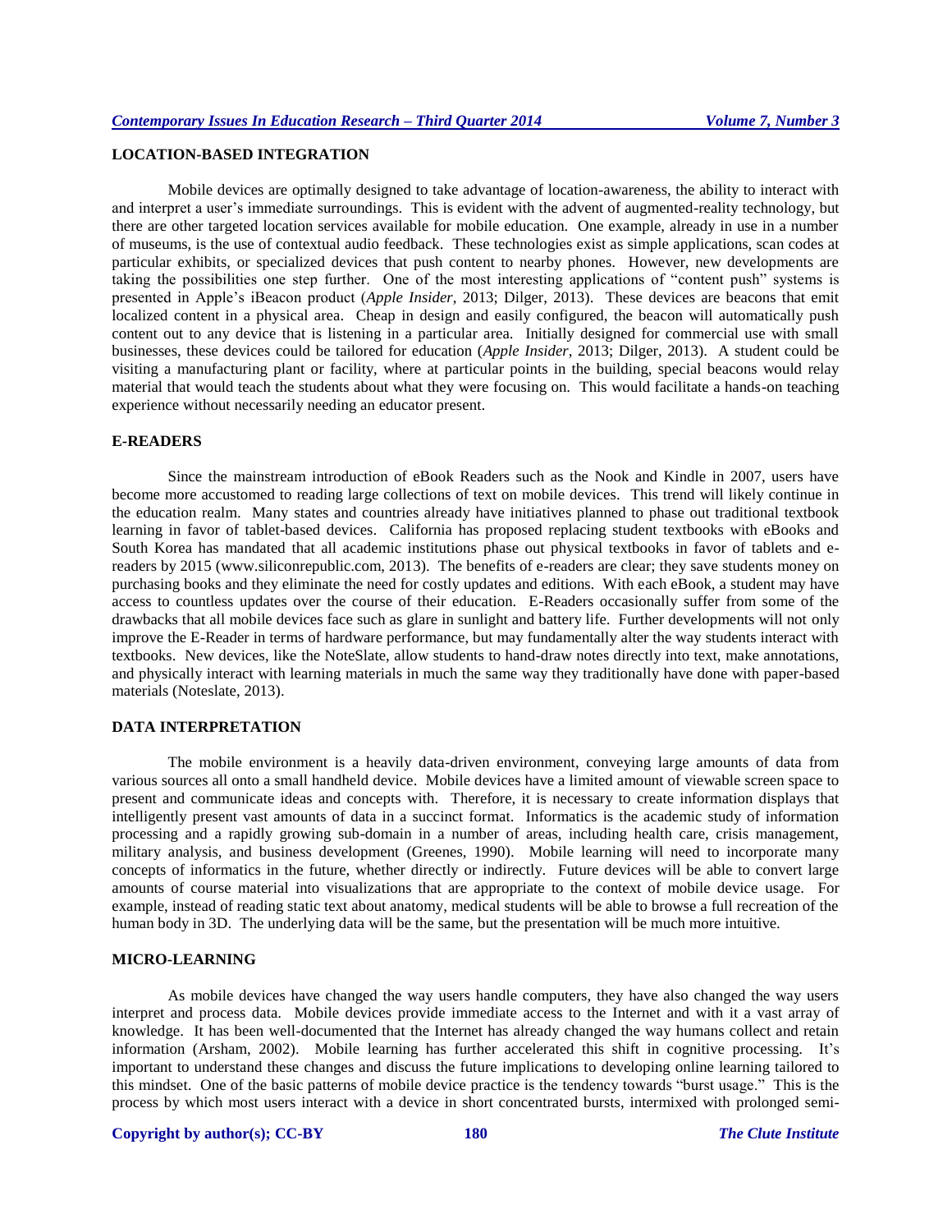## LOCATION-BASED INTEGRATION

Mobile devices are optimally designed to take advantage of location-awareness, the ability to interact with and interpret a user's immediate surroundings. This is evident with the advent of augmented-reality technology, but there are other targeted location services available for mobile education. One example, already in use in a number of museums, is the use of contextual audio feedback. These technologies exist as simple applications, scan codes at particular exhibits, or specialized devices that push content to nearby phones. However, new developments are taking the possibilities one step further. One of the most interesting applications of "content push" systems is presented in Apple's iBeacon product (*Apple Insider*, 2013; Dilger, 2013). These devices are beacons that emit localized content in a physical area. Cheap in design and easily configured, the beacon will automatically push content out to any device that is listening in a particular area. Initially designed for commercial use with small businesses, these devices could be tailored for education (*Apple Insider*, 2013; Dilger, 2013). A student could be visiting a manufacturing plant or facility, where at particular points in the building, special beacons would relay material that would teach the students about what they were focusing on. This would facilitate a hands-on teaching experience without necessarily needing an educator present.

## E-READERS

Since the mainstream introduction of eBook Readers such as the Nook and Kindle in 2007, users have become more accustomed to reading large collections of text on mobile devices. This trend will likely continue in the education realm. Many states and countries already have initiatives planned to phase out traditional textbook learning in favor of tablet-based devices. California has proposed replacing student textbooks with eBooks and South Korea has mandated that all academic institutions phase out physical textbooks in favor of tablets and e-readers by 2015 (www.siliconrepublic.com, 2013). The benefits of e-readers are clear; they save students money on purchasing books and they eliminate the need for costly updates and editions. With each eBook, a student may have access to countless updates over the course of their education. E-Readers occasionally suffer from some of the drawbacks that all mobile devices face such as glare in sunlight and battery life. Further developments will not only improve the E-Reader in terms of hardware performance, but may fundamentally alter the way students interact with textbooks. New devices, like the NoteSlate, allow students to hand-draw notes directly into text, make annotations, and physically interact with learning materials in much the same way they traditionally have done with paper-based materials (Noteslate, 2013).

## DATA INTERPRETATION

The mobile environment is a heavily data-driven environment, conveying large amounts of data from various sources all onto a small handheld device. Mobile devices have a limited amount of viewable screen space to present and communicate ideas and concepts with. Therefore, it is necessary to create information displays that intelligently present vast amounts of data in a succinct format. Informatics is the academic study of information processing and a rapidly growing sub-domain in a number of areas, including health care, crisis management, military analysis, and business development (Greenes, 1990). Mobile learning will need to incorporate many concepts of informatics in the future, whether directly or indirectly. Future devices will be able to convert large amounts of course material into visualizations that are appropriate to the context of mobile device usage. For example, instead of reading static text about anatomy, medical students will be able to browse a full recreation of the human body in 3D. The underlying data will be the same, but the presentation will be much more intuitive.

## MICRO-LEARNING

As mobile devices have changed the way users handle computers, they have also changed the way users interpret and process data. Mobile devices provide immediate access to the Internet and with it a vast array of knowledge. It has been well-documented that the Internet has already changed the way humans collect and retain information (Arsham, 2002). Mobile learning has further accelerated this shift in cognitive processing. It's important to understand these changes and discuss the future implications to developing online learning tailored to this mindset. One of the basic patterns of mobile device practice is the tendency towards "burst usage." This is the process by which most users interact with a device in short concentrated bursts, intermixed with prolonged semi-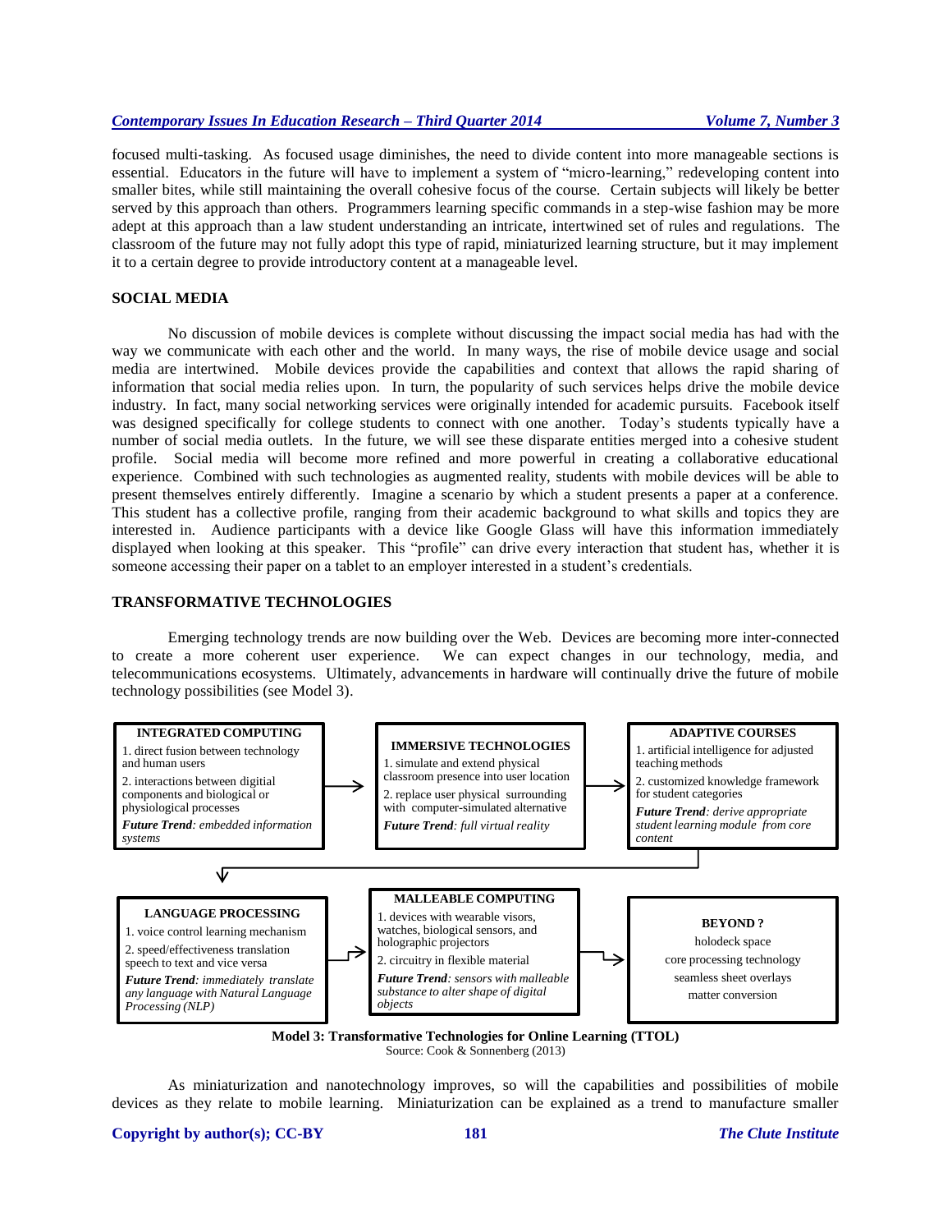focused multi-tasking. As focused usage diminishes, the need to divide content into more manageable sections is essential. Educators in the future will have to implement a system of "micro-learning," redeveloping content into smaller bites, while still maintaining the overall cohesive focus of the course. Certain subjects will likely be better served by this approach than others. Programmers learning specific commands in a step-wise fashion may be more adept at this approach than a law student understanding an intricate, intertwined set of rules and regulations. The classroom of the future may not fully adopt this type of rapid, miniaturized learning structure, but it may implement it to a certain degree to provide introductory content at a manageable level.

## SOCIAL MEDIA

No discussion of mobile devices is complete without discussing the impact social media has had with the way we communicate with each other and the world. In many ways, the rise of mobile device usage and social media are intertwined. Mobile devices provide the capabilities and context that allows the rapid sharing of information that social media relies upon. In turn, the popularity of such services helps drive the mobile device industry. In fact, many social networking services were originally intended for academic pursuits. Facebook itself was designed specifically for college students to connect with one another. Today's students typically have a number of social media outlets. In the future, we will see these disparate entities merged into a cohesive student profile. Social media will become more refined and more powerful in creating a collaborative educational experience. Combined with such technologies as augmented reality, students with mobile devices will be able to present themselves entirely differently. Imagine a scenario by which a student presents a paper at a conference. This student has a collective profile, ranging from their academic background to what skills and topics they are interested in. Audience participants with a device like Google Glass will have this information immediately displayed when looking at this speaker. This "profile" can drive every interaction that student has, whether it is someone accessing their paper on a tablet to an employer interested in a student's credentials.

## TRANSFORMATIVE TECHNOLOGIES

Emerging technology trends are now building over the Web. Devices are becoming more inter-connected to create a more coherent user experience. We can expect changes in our technology, media, and telecommunications ecosystems. Ultimately, advancements in hardware will continually drive the future of mobile technology possibilities (see Model 3).

**INTEGRATED COMPUTING**
1. direct fusion between technology and human users
2. interactions between digitial components and biological or physiological processes

***Future Trend****: embedded information systems*

→

**IMMERSIVE TECHNOLOGIES**
1. simulate and extend physical classroom presence into user location
2. replace user physical surrounding with computer-simulated alternative

***Future Trend****: full virtual reality*

→

**ADAPTIVE COURSES**
1. artificial intelligence for adjusted teaching methods
2. customized knowledge framework for student categories

***Future Trend****: derive appropriate student learning module from core content*

→

**LANGUAGE PROCESSING**
1. voice control learning mechanism
2. speed/effectiveness translation speech to text and vice versa

***Future Trend****: immediately translate any language with Natural Language Processing (NLP)*

→

**MALLEABLE COMPUTING**
1. devices with wearable visors, watches, biological sensors, and holographic projectors
2. circuitry in flexible material

***Future Trend****: sensors with malleable substance to alter shape of digital objects*

→

**BEYOND ?**
holodeck space
core processing technology
seamless sheet overlays
matter conversion

**Model 3: Transformative Technologies for Online Learning (TTOL)**
Source: Cook & Sonnenberg (2013)

As miniaturization and nanotechnology improves, so will the capabilities and possibilities of mobile devices as they relate to mobile learning. Miniaturization can be explained as a trend to manufacture smaller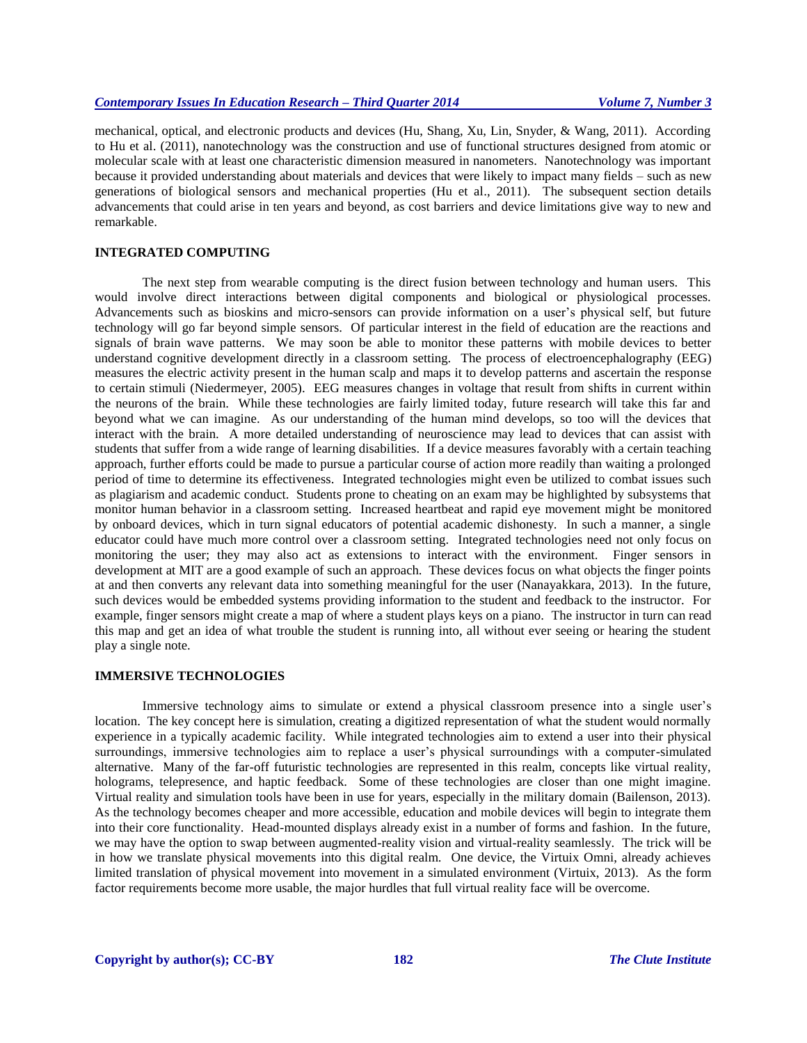mechanical, optical, and electronic products and devices (Hu, Shang, Xu, Lin, Snyder, & Wang, 2011). According to Hu et al. (2011), nanotechnology was the construction and use of functional structures designed from atomic or molecular scale with at least one characteristic dimension measured in nanometers. Nanotechnology was important because it provided understanding about materials and devices that were likely to impact many fields – such as new generations of biological sensors and mechanical properties (Hu et al., 2011). The subsequent section details advancements that could arise in ten years and beyond, as cost barriers and device limitations give way to new and remarkable.

## INTEGRATED COMPUTING

The next step from wearable computing is the direct fusion between technology and human users. This would involve direct interactions between digital components and biological or physiological processes. Advancements such as bioskins and micro-sensors can provide information on a user's physical self, but future technology will go far beyond simple sensors. Of particular interest in the field of education are the reactions and signals of brain wave patterns. We may soon be able to monitor these patterns with mobile devices to better understand cognitive development directly in a classroom setting. The process of electroencephalography (EEG) measures the electric activity present in the human scalp and maps it to develop patterns and ascertain the response to certain stimuli (Niedermeyer, 2005). EEG measures changes in voltage that result from shifts in current within the neurons of the brain. While these technologies are fairly limited today, future research will take this far and beyond what we can imagine. As our understanding of the human mind develops, so too will the devices that interact with the brain. A more detailed understanding of neuroscience may lead to devices that can assist with students that suffer from a wide range of learning disabilities. If a device measures favorably with a certain teaching approach, further efforts could be made to pursue a particular course of action more readily than waiting a prolonged period of time to determine its effectiveness. Integrated technologies might even be utilized to combat issues such as plagiarism and academic conduct. Students prone to cheating on an exam may be highlighted by subsystems that monitor human behavior in a classroom setting. Increased heartbeat and rapid eye movement might be monitored by onboard devices, which in turn signal educators of potential academic dishonesty. In such a manner, a single educator could have much more control over a classroom setting. Integrated technologies need not only focus on monitoring the user; they may also act as extensions to interact with the environment. Finger sensors in development at MIT are a good example of such an approach. These devices focus on what objects the finger points at and then converts any relevant data into something meaningful for the user (Nanayakkara, 2013). In the future, such devices would be embedded systems providing information to the student and feedback to the instructor. For example, finger sensors might create a map of where a student plays keys on a piano. The instructor in turn can read this map and get an idea of what trouble the student is running into, all without ever seeing or hearing the student play a single note.

## IMMERSIVE TECHNOLOGIES

Immersive technology aims to simulate or extend a physical classroom presence into a single user's location. The key concept here is simulation, creating a digitized representation of what the student would normally experience in a typically academic facility. While integrated technologies aim to extend a user into their physical surroundings, immersive technologies aim to replace a user's physical surroundings with a computer-simulated alternative. Many of the far-off futuristic technologies are represented in this realm, concepts like virtual reality, holograms, telepresence, and haptic feedback. Some of these technologies are closer than one might imagine. Virtual reality and simulation tools have been in use for years, especially in the military domain (Bailenson, 2013). As the technology becomes cheaper and more accessible, education and mobile devices will begin to integrate them into their core functionality. Head-mounted displays already exist in a number of forms and fashion. In the future, we may have the option to swap between augmented-reality vision and virtual-reality seamlessly. The trick will be in how we translate physical movements into this digital realm. One device, the Virtuix Omni, already achieves limited translation of physical movement into movement in a simulated environment (Virtuix, 2013). As the form factor requirements become more usable, the major hurdles that full virtual reality face will be overcome.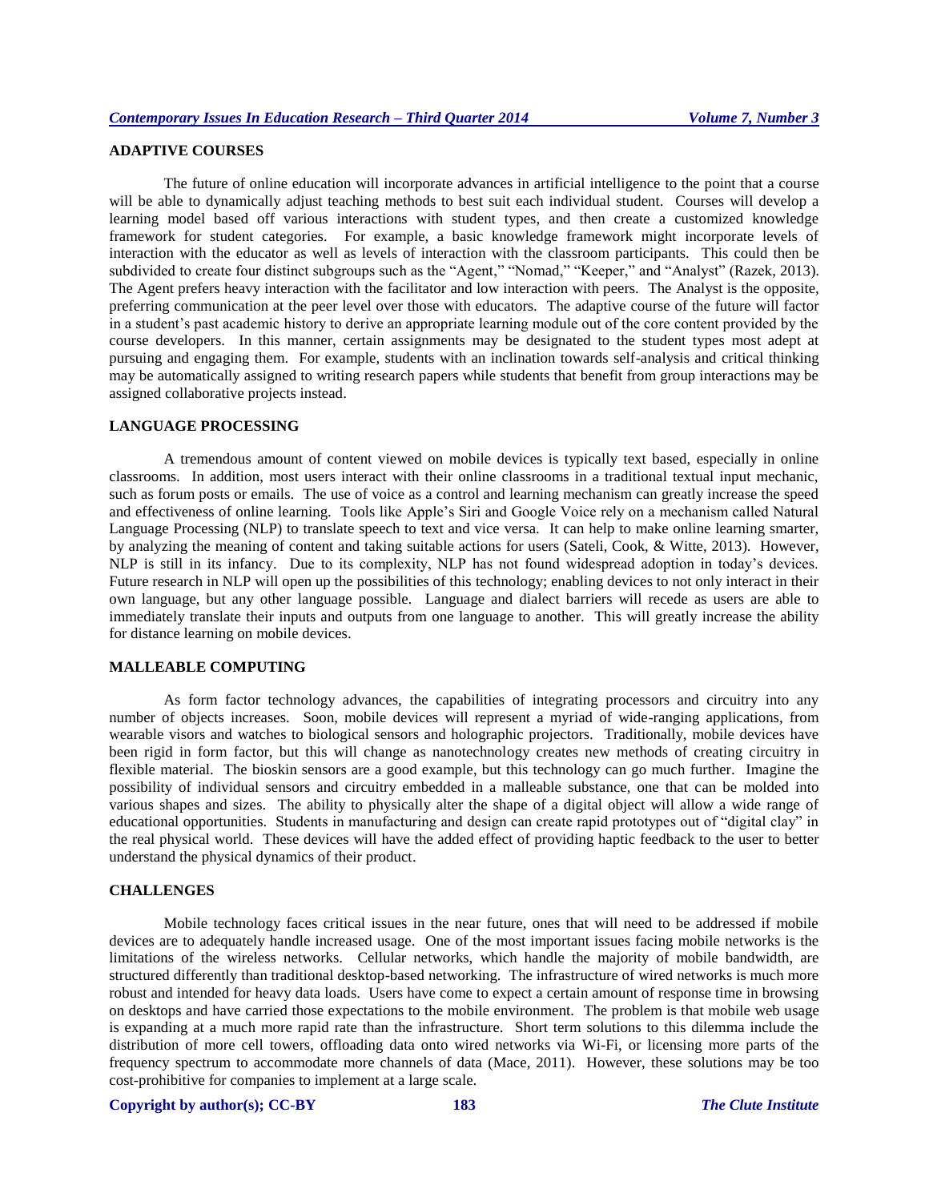## ADAPTIVE COURSES

The future of online education will incorporate advances in artificial intelligence to the point that a course will be able to dynamically adjust teaching methods to best suit each individual student. Courses will develop a learning model based off various interactions with student types, and then create a customized knowledge framework for student categories. For example, a basic knowledge framework might incorporate levels of interaction with the educator as well as levels of interaction with the classroom participants. This could then be subdivided to create four distinct subgroups such as the "Agent," "Nomad," "Keeper," and "Analyst" (Razek, 2013). The Agent prefers heavy interaction with the facilitator and low interaction with peers. The Analyst is the opposite, preferring communication at the peer level over those with educators. The adaptive course of the future will factor in a student's past academic history to derive an appropriate learning module out of the core content provided by the course developers. In this manner, certain assignments may be designated to the student types most adept at pursuing and engaging them. For example, students with an inclination towards self-analysis and critical thinking may be automatically assigned to writing research papers while students that benefit from group interactions may be assigned collaborative projects instead.

## LANGUAGE PROCESSING

A tremendous amount of content viewed on mobile devices is typically text based, especially in online classrooms. In addition, most users interact with their online classrooms in a traditional textual input mechanic, such as forum posts or emails. The use of voice as a control and learning mechanism can greatly increase the speed and effectiveness of online learning. Tools like Apple's Siri and Google Voice rely on a mechanism called Natural Language Processing (NLP) to translate speech to text and vice versa. It can help to make online learning smarter, by analyzing the meaning of content and taking suitable actions for users (Sateli, Cook, & Witte, 2013). However, NLP is still in its infancy. Due to its complexity, NLP has not found widespread adoption in today's devices. Future research in NLP will open up the possibilities of this technology; enabling devices to not only interact in their own language, but any other language possible. Language and dialect barriers will recede as users are able to immediately translate their inputs and outputs from one language to another. This will greatly increase the ability for distance learning on mobile devices.

## MALLEABLE COMPUTING

As form factor technology advances, the capabilities of integrating processors and circuitry into any number of objects increases. Soon, mobile devices will represent a myriad of wide-ranging applications, from wearable visors and watches to biological sensors and holographic projectors. Traditionally, mobile devices have been rigid in form factor, but this will change as nanotechnology creates new methods of creating circuitry in flexible material. The bioskin sensors are a good example, but this technology can go much further. Imagine the possibility of individual sensors and circuitry embedded in a malleable substance, one that can be molded into various shapes and sizes. The ability to physically alter the shape of a digital object will allow a wide range of educational opportunities. Students in manufacturing and design can create rapid prototypes out of "digital clay" in the real physical world. These devices will have the added effect of providing haptic feedback to the user to better understand the physical dynamics of their product.

## CHALLENGES

Mobile technology faces critical issues in the near future, ones that will need to be addressed if mobile devices are to adequately handle increased usage. One of the most important issues facing mobile networks is the limitations of the wireless networks. Cellular networks, which handle the majority of mobile bandwidth, are structured differently than traditional desktop-based networking. The infrastructure of wired networks is much more robust and intended for heavy data loads. Users have come to expect a certain amount of response time in browsing on desktops and have carried those expectations to the mobile environment. The problem is that mobile web usage is expanding at a much more rapid rate than the infrastructure. Short term solutions to this dilemma include the distribution of more cell towers, offloading data onto wired networks via Wi-Fi, or licensing more parts of the frequency spectrum to accommodate more channels of data (Mace, 2011). However, these solutions may be too cost-prohibitive for companies to implement at a large scale.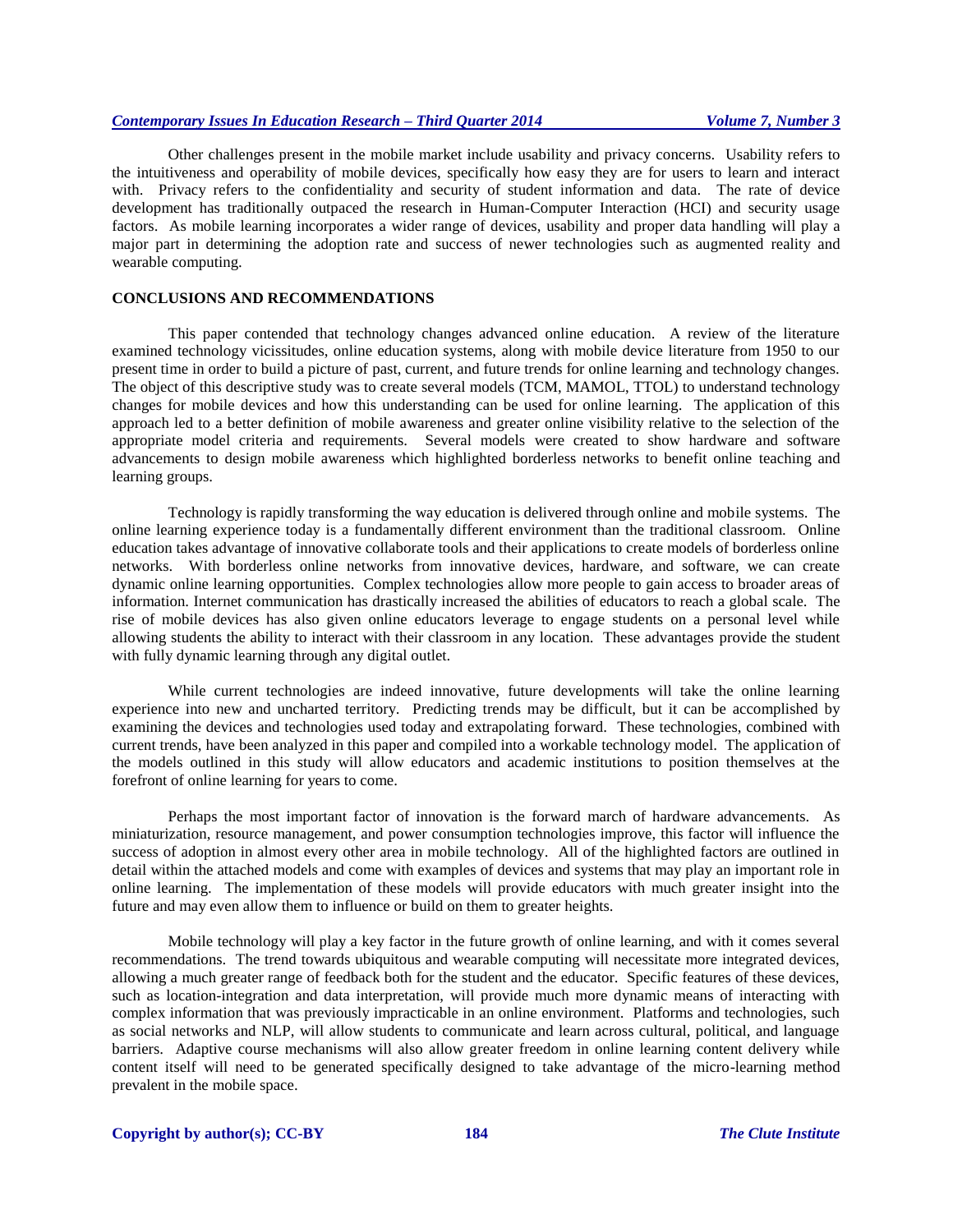Other challenges present in the mobile market include usability and privacy concerns. Usability refers to the intuitiveness and operability of mobile devices, specifically how easy they are for users to learn and interact with. Privacy refers to the confidentiality and security of student information and data. The rate of device development has traditionally outpaced the research in Human-Computer Interaction (HCI) and security usage factors. As mobile learning incorporates a wider range of devices, usability and proper data handling will play a major part in determining the adoption rate and success of newer technologies such as augmented reality and wearable computing.

## CONCLUSIONS AND RECOMMENDATIONS

This paper contended that technology changes advanced online education. A review of the literature examined technology vicissitudes, online education systems, along with mobile device literature from 1950 to our present time in order to build a picture of past, current, and future trends for online learning and technology changes. The object of this descriptive study was to create several models (TCM, MAMOL, TTOL) to understand technology changes for mobile devices and how this understanding can be used for online learning. The application of this approach led to a better definition of mobile awareness and greater online visibility relative to the selection of the appropriate model criteria and requirements. Several models were created to show hardware and software advancements to design mobile awareness which highlighted borderless networks to benefit online teaching and learning groups.

Technology is rapidly transforming the way education is delivered through online and mobile systems. The online learning experience today is a fundamentally different environment than the traditional classroom. Online education takes advantage of innovative collaborate tools and their applications to create models of borderless online networks. With borderless online networks from innovative devices, hardware, and software, we can create dynamic online learning opportunities. Complex technologies allow more people to gain access to broader areas of information. Internet communication has drastically increased the abilities of educators to reach a global scale. The rise of mobile devices has also given online educators leverage to engage students on a personal level while allowing students the ability to interact with their classroom in any location. These advantages provide the student with fully dynamic learning through any digital outlet.

While current technologies are indeed innovative, future developments will take the online learning experience into new and uncharted territory. Predicting trends may be difficult, but it can be accomplished by examining the devices and technologies used today and extrapolating forward. These technologies, combined with current trends, have been analyzed in this paper and compiled into a workable technology model. The application of the models outlined in this study will allow educators and academic institutions to position themselves at the forefront of online learning for years to come.

Perhaps the most important factor of innovation is the forward march of hardware advancements. As miniaturization, resource management, and power consumption technologies improve, this factor will influence the success of adoption in almost every other area in mobile technology. All of the highlighted factors are outlined in detail within the attached models and come with examples of devices and systems that may play an important role in online learning. The implementation of these models will provide educators with much greater insight into the future and may even allow them to influence or build on them to greater heights.

Mobile technology will play a key factor in the future growth of online learning, and with it comes several recommendations. The trend towards ubiquitous and wearable computing will necessitate more integrated devices, allowing a much greater range of feedback both for the student and the educator. Specific features of these devices, such as location-integration and data interpretation, will provide much more dynamic means of interacting with complex information that was previously impracticable in an online environment. Platforms and technologies, such as social networks and NLP, will allow students to communicate and learn across cultural, political, and language barriers. Adaptive course mechanisms will also allow greater freedom in online learning content delivery while content itself will need to be generated specifically designed to take advantage of the micro-learning method prevalent in the mobile space.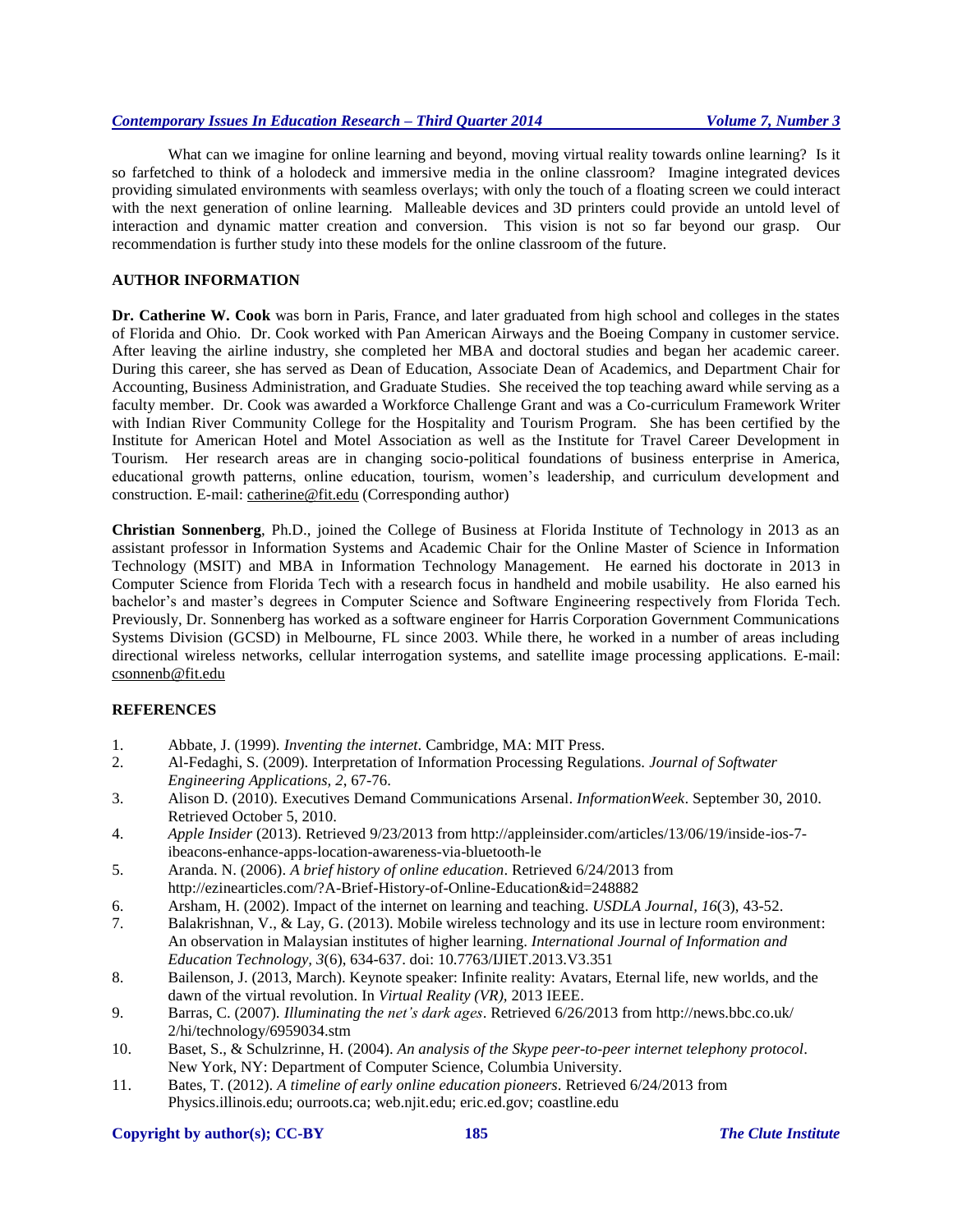What can we imagine for online learning and beyond, moving virtual reality towards online learning? Is it so farfetched to think of a holodeck and immersive media in the online classroom? Imagine integrated devices providing simulated environments with seamless overlays; with only the touch of a floating screen we could interact with the next generation of online learning. Malleable devices and 3D printers could provide an untold level of interaction and dynamic matter creation and conversion. This vision is not so far beyond our grasp. Our recommendation is further study into these models for the online classroom of the future.

## AUTHOR INFORMATION

**Dr. Catherine W. Cook** was born in Paris, France, and later graduated from high school and colleges in the states of Florida and Ohio. Dr. Cook worked with Pan American Airways and the Boeing Company in customer service. After leaving the airline industry, she completed her MBA and doctoral studies and began her academic career. During this career, she has served as Dean of Education, Associate Dean of Academics, and Department Chair for Accounting, Business Administration, and Graduate Studies. She received the top teaching award while serving as a faculty member. Dr. Cook was awarded a Workforce Challenge Grant and was a Co-curriculum Framework Writer with Indian River Community College for the Hospitality and Tourism Program. She has been certified by the Institute for American Hotel and Motel Association as well as the Institute for Travel Career Development in Tourism. Her research areas are in changing socio-political foundations of business enterprise in America, educational growth patterns, online education, tourism, women's leadership, and curriculum development and construction. E-mail: catherine@fit.edu (Corresponding author)

**Christian Sonnenberg**, Ph.D., joined the College of Business at Florida Institute of Technology in 2013 as an assistant professor in Information Systems and Academic Chair for the Online Master of Science in Information Technology (MSIT) and MBA in Information Technology Management. He earned his doctorate in 2013 in Computer Science from Florida Tech with a research focus in handheld and mobile usability. He also earned his bachelor's and master's degrees in Computer Science and Software Engineering respectively from Florida Tech. Previously, Dr. Sonnenberg has worked as a software engineer for Harris Corporation Government Communications Systems Division (GCSD) in Melbourne, FL since 2003. While there, he worked in a number of areas including directional wireless networks, cellular interrogation systems, and satellite image processing applications. E-mail: csonnenb@fit.edu

## REFERENCES

1. Abbate, J. (1999). *Inventing the internet*. Cambridge, MA: MIT Press.
2. Al-Fedaghi, S. (2009). Interpretation of Information Processing Regulations. *Journal of Softwater Engineering Applications, 2*, 67-76.
3. Alison D. (2010). Executives Demand Communications Arsenal. *InformationWeek*. September 30, 2010. Retrieved October 5, 2010.
4. *Apple Insider* (2013). Retrieved 9/23/2013 from http://appleinsider.com/articles/13/06/19/inside-ios-7-ibeacons-enhance-apps-location-awareness-via-bluetooth-le
5. Aranda. N. (2006). *A brief history of online education*. Retrieved 6/24/2013 from http://ezinearticles.com/?A-Brief-History-of-Online-Education&id=248882
6. Arsham, H. (2002). Impact of the internet on learning and teaching. *USDLA Journal, 16*(3), 43-52.
7. Balakrishnan, V., & Lay, G. (2013). Mobile wireless technology and its use in lecture room environment: An observation in Malaysian institutes of higher learning. *International Journal of Information and Education Technology, 3*(6), 634-637. doi: 10.7763/IJIET.2013.V3.351
8. Bailenson, J. (2013, March). Keynote speaker: Infinite reality: Avatars, Eternal life, new worlds, and the dawn of the virtual revolution. In *Virtual Reality (VR)*, 2013 IEEE.
9. Barras, C. (2007). *Illuminating the net's dark ages*. Retrieved 6/26/2013 from http://news.bbc.co.uk/2/hi/technology/6959034.stm
10. Baset, S., & Schulzrinne, H. (2004). *An analysis of the Skype peer-to-peer internet telephony protocol*. New York, NY: Department of Computer Science, Columbia University.
11. Bates, T. (2012). *A timeline of early online education pioneers*. Retrieved 6/24/2013 from Physics.illinois.edu; ourroots.ca; web.njit.edu; eric.ed.gov; coastline.edu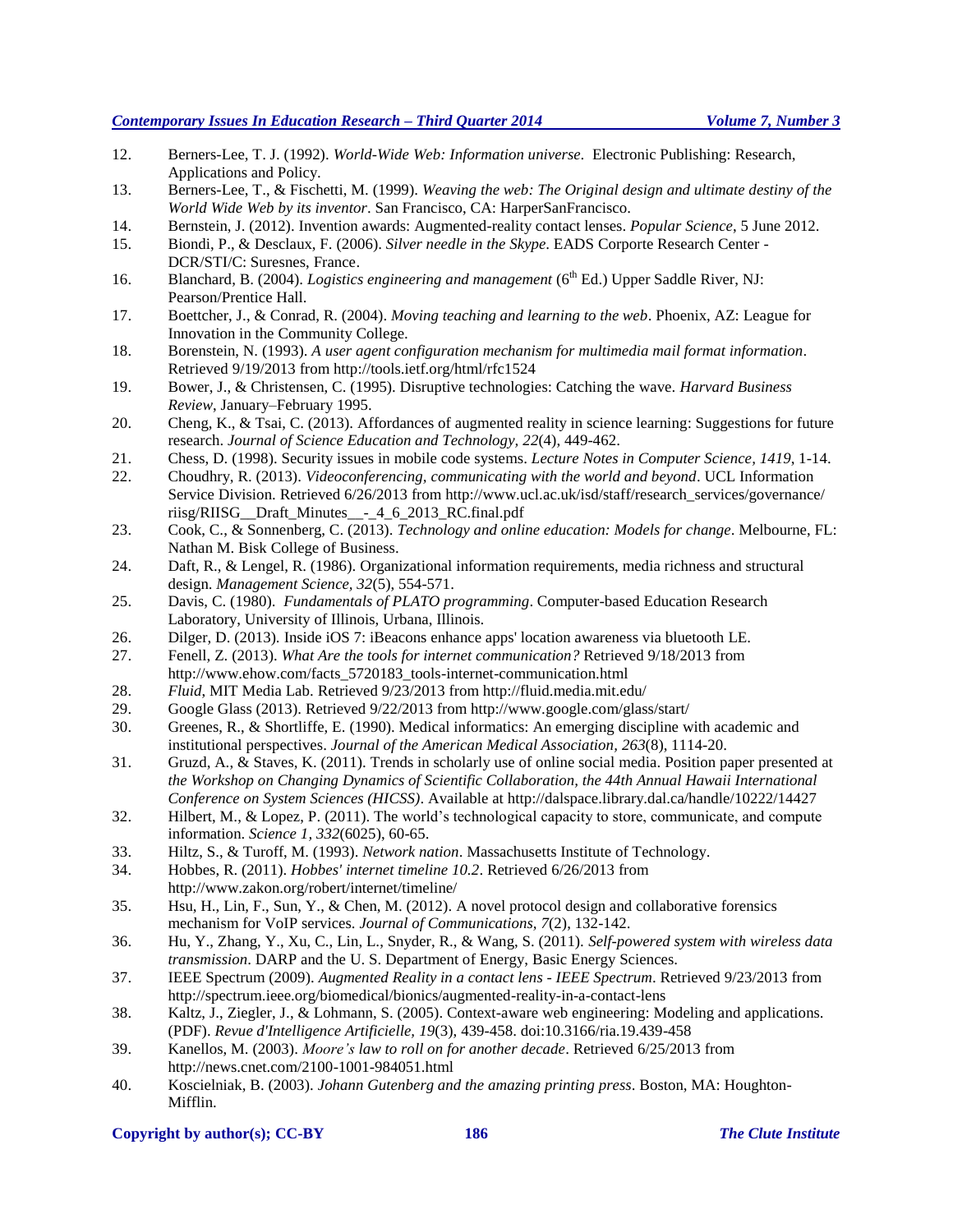12. Berners-Lee, T. J. (1992). *World-Wide Web: Information universe.* Electronic Publishing: Research, Applications and Policy.
13. Berners-Lee, T., & Fischetti, M. (1999). *Weaving the web: The Original design and ultimate destiny of the World Wide Web by its inventor*. San Francisco, CA: HarperSanFrancisco.
14. Bernstein, J. (2012). Invention awards: Augmented-reality contact lenses. *Popular Science*, 5 June 2012.
15. Biondi, P., & Desclaux, F. (2006). *Silver needle in the Skype*. EADS Corporte Research Center - DCR/STI/C: Suresnes, France.
16. Blanchard, B. (2004). *Logistics engineering and management* (6th Ed.) Upper Saddle River, NJ: Pearson/Prentice Hall.
17. Boettcher, J., & Conrad, R. (2004). *Moving teaching and learning to the web*. Phoenix, AZ: League for Innovation in the Community College.
18. Borenstein, N. (1993). *A user agent configuration mechanism for multimedia mail format information*. Retrieved 9/19/2013 from http://tools.ietf.org/html/rfc1524
19. Bower, J., & Christensen, C. (1995). Disruptive technologies: Catching the wave. *Harvard Business Review*, January–February 1995.
20. Cheng, K., & Tsai, C. (2013). Affordances of augmented reality in science learning: Suggestions for future research. *Journal of Science Education and Technology, 22*(4), 449-462.
21. Chess, D. (1998). Security issues in mobile code systems. *Lecture Notes in Computer Science, 1419*, 1-14.
22. Choudhry, R. (2013). *Videoconferencing, communicating with the world and beyond*. UCL Information Service Division. Retrieved 6/26/2013 from http://www.ucl.ac.uk/isd/staff/research_services/governance/riisg/RIISG__Draft_Minutes__-_4_6_2013_RC.final.pdf
23. Cook, C., & Sonnenberg, C. (2013). *Technology and online education: Models for change*. Melbourne, FL: Nathan M. Bisk College of Business.
24. Daft, R., & Lengel, R. (1986). Organizational information requirements, media richness and structural design. *Management Science, 32*(5), 554-571.
25. Davis, C. (1980). *Fundamentals of PLATO programming*. Computer-based Education Research Laboratory, University of Illinois, Urbana, Illinois.
26. Dilger, D. (2013). Inside iOS 7: iBeacons enhance apps' location awareness via bluetooth LE.
27. Fenell, Z. (2013). *What Are the tools for internet communication?* Retrieved 9/18/2013 from http://www.ehow.com/facts_5720183_tools-internet-communication.html
28. *Fluid*, MIT Media Lab. Retrieved 9/23/2013 from http://fluid.media.mit.edu/
29. Google Glass (2013). Retrieved 9/22/2013 from http://www.google.com/glass/start/
30. Greenes, R., & Shortliffe, E. (1990). Medical informatics: An emerging discipline with academic and institutional perspectives. *Journal of the American Medical Association, 263*(8), 1114-20.
31. Gruzd, A., & Staves, K. (2011). Trends in scholarly use of online social media. Position paper presented at *the Workshop on Changing Dynamics of Scientific Collaboration, the 44th Annual Hawaii International Conference on System Sciences (HICSS)*. Available at http://dalspace.library.dal.ca/handle/10222/14427
32. Hilbert, M., & Lopez, P. (2011). The world's technological capacity to store, communicate, and compute information. *Science 1, 332*(6025), 60-65.
33. Hiltz, S., & Turoff, M. (1993). *Network nation*. Massachusetts Institute of Technology.
34. Hobbes, R. (2011). *Hobbes' internet timeline 10.2*. Retrieved 6/26/2013 from http://www.zakon.org/robert/internet/timeline/
35. Hsu, H., Lin, F., Sun, Y., & Chen, M. (2012). A novel protocol design and collaborative forensics mechanism for VoIP services. *Journal of Communications, 7*(2), 132-142.
36. Hu, Y., Zhang, Y., Xu, C., Lin, L., Snyder, R., & Wang, S. (2011). *Self-powered system with wireless data transmission*. DARP and the U. S. Department of Energy, Basic Energy Sciences.
37. IEEE Spectrum (2009). *Augmented Reality in a contact lens - IEEE Spectrum*. Retrieved 9/23/2013 from http://spectrum.ieee.org/biomedical/bionics/augmented-reality-in-a-contact-lens
38. Kaltz, J., Ziegler, J., & Lohmann, S. (2005). Context-aware web engineering: Modeling and applications. (PDF). *Revue d'Intelligence Artificielle, 19*(3), 439-458. doi:10.3166/ria.19.439-458
39. Kanellos, M. (2003). *Moore's law to roll on for another decade*. Retrieved 6/25/2013 from http://news.cnet.com/2100-1001-984051.html
40. Koscielniak, B. (2003). *Johann Gutenberg and the amazing printing press*. Boston, MA: Houghton-Mifflin.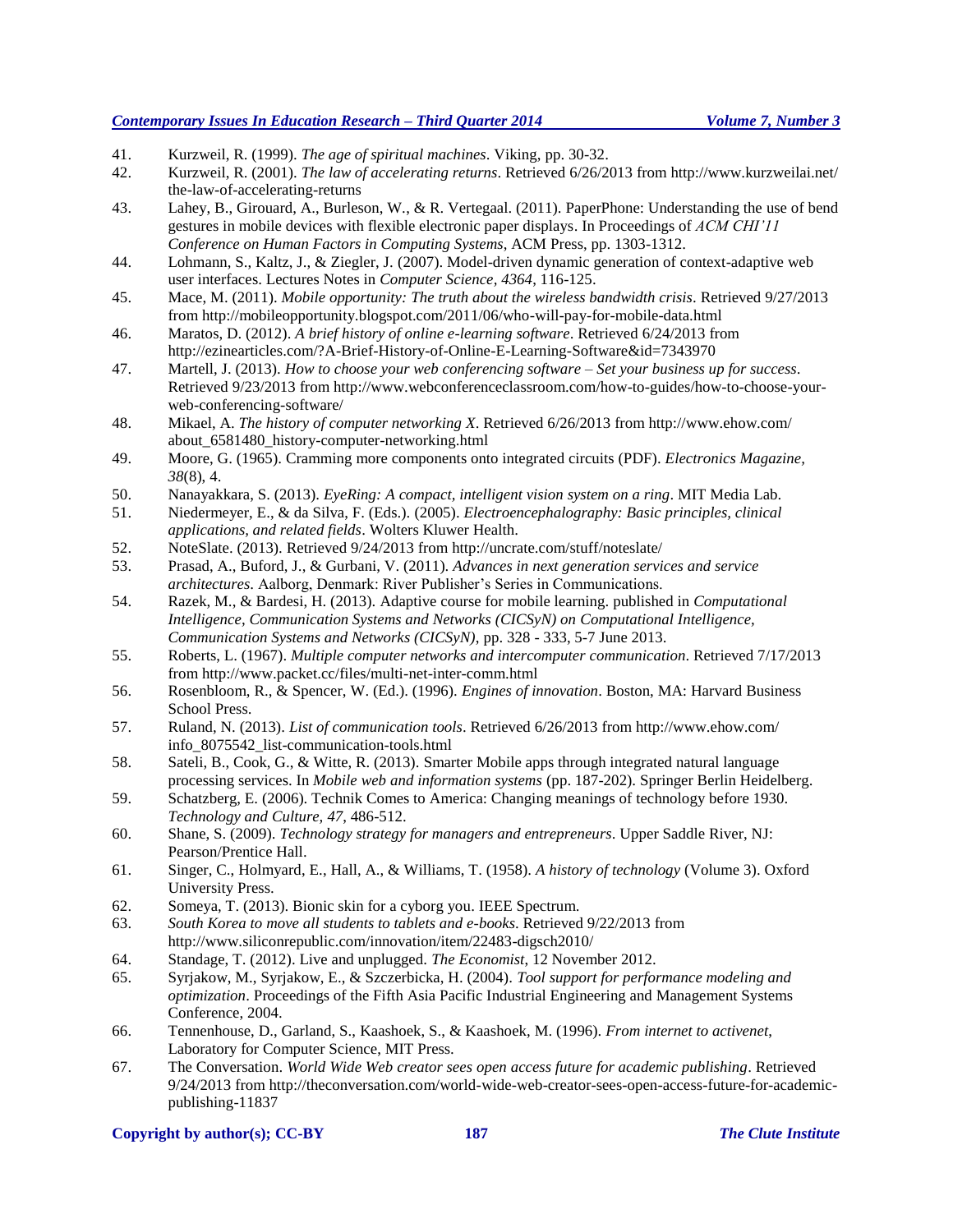41. Kurzweil, R. (1999). *The age of spiritual machines*. Viking, pp. 30-32.
42. Kurzweil, R. (2001). *The law of accelerating returns*. Retrieved 6/26/2013 from http://www.kurzweilai.net/the-law-of-accelerating-returns
43. Lahey, B., Girouard, A., Burleson, W., & R. Vertegaal. (2011). PaperPhone: Understanding the use of bend gestures in mobile devices with flexible electronic paper displays. In Proceedings of *ACM CHI'11 Conference on Human Factors in Computing Systems*, ACM Press, pp. 1303-1312.
44. Lohmann, S., Kaltz, J., & Ziegler, J. (2007). Model-driven dynamic generation of context-adaptive web user interfaces. Lectures Notes in *Computer Science, 4364*, 116-125.
45. Mace, M. (2011). *Mobile opportunity: The truth about the wireless bandwidth crisis*. Retrieved 9/27/2013 from http://mobileopportunity.blogspot.com/2011/06/who-will-pay-for-mobile-data.html
46. Maratos, D. (2012). *A brief history of online e-learning software*. Retrieved 6/24/2013 from http://ezinearticles.com/?A-Brief-History-of-Online-E-Learning-Software&id=7343970
47. Martell, J. (2013). *How to choose your web conferencing software – Set your business up for success*. Retrieved 9/23/2013 from http://www.webconferenceclassroom.com/how-to-guides/how-to-choose-your-web-conferencing-software/
48. Mikael, A. *The history of computer networking X*. Retrieved 6/26/2013 from http://www.ehow.com/about_6581480_history-computer-networking.html
49. Moore, G. (1965). Cramming more components onto integrated circuits (PDF). *Electronics Magazine, 38*(8), 4.
50. Nanayakkara, S. (2013). *EyeRing: A compact, intelligent vision system on a ring*. MIT Media Lab.
51. Niedermeyer, E., & da Silva, F. (Eds.). (2005). *Electroencephalography: Basic principles, clinical applications, and related fields*. Wolters Kluwer Health.
52. NoteSlate. (2013). Retrieved 9/24/2013 from http://uncrate.com/stuff/noteslate/
53. Prasad, A., Buford, J., & Gurbani, V. (2011). *Advances in next generation services and service architectures*. Aalborg, Denmark: River Publisher's Series in Communications.
54. Razek, M., & Bardesi, H. (2013). Adaptive course for mobile learning. published in *Computational Intelligence, Communication Systems and Networks (CICSyN) on Computational Intelligence, Communication Systems and Networks (CICSyN)*, pp. 328 - 333, 5-7 June 2013.
55. Roberts, L. (1967). *Multiple computer networks and intercomputer communication*. Retrieved 7/17/2013 from http://www.packet.cc/files/multi-net-inter-comm.html
56. Rosenbloom, R., & Spencer, W. (Ed.). (1996). *Engines of innovation*. Boston, MA: Harvard Business School Press.
57. Ruland, N. (2013). *List of communication tools*. Retrieved 6/26/2013 from http://www.ehow.com/info_8075542_list-communication-tools.html
58. Sateli, B., Cook, G., & Witte, R. (2013). Smarter Mobile apps through integrated natural language processing services. In *Mobile web and information systems* (pp. 187-202). Springer Berlin Heidelberg.
59. Schatzberg, E. (2006). Technik Comes to America: Changing meanings of technology before 1930. *Technology and Culture, 47*, 486-512.
60. Shane, S. (2009). *Technology strategy for managers and entrepreneurs*. Upper Saddle River, NJ: Pearson/Prentice Hall.
61. Singer, C., Holmyard, E., Hall, A., & Williams, T. (1958). *A history of technology* (Volume 3). Oxford University Press.
62. Someya, T. (2013). Bionic skin for a cyborg you. IEEE Spectrum.
63. *South Korea to move all students to tablets and e-books*. Retrieved 9/22/2013 from http://www.siliconrepublic.com/innovation/item/22483-digsch2010/
64. Standage, T. (2012). Live and unplugged. *The Economist*, 12 November 2012.
65. Syrjakow, M., Syrjakow, E., & Szczerbicka, H. (2004). *Tool support for performance modeling and optimization*. Proceedings of the Fifth Asia Pacific Industrial Engineering and Management Systems Conference, 2004.
66. Tennenhouse, D., Garland, S., Kaashoek, S., & Kaashoek, M. (1996). *From internet to activenet*, Laboratory for Computer Science, MIT Press.
67. The Conversation. *World Wide Web creator sees open access future for academic publishing*. Retrieved 9/24/2013 from http://theconversation.com/world-wide-web-creator-sees-open-access-future-for-academic-publishing-11837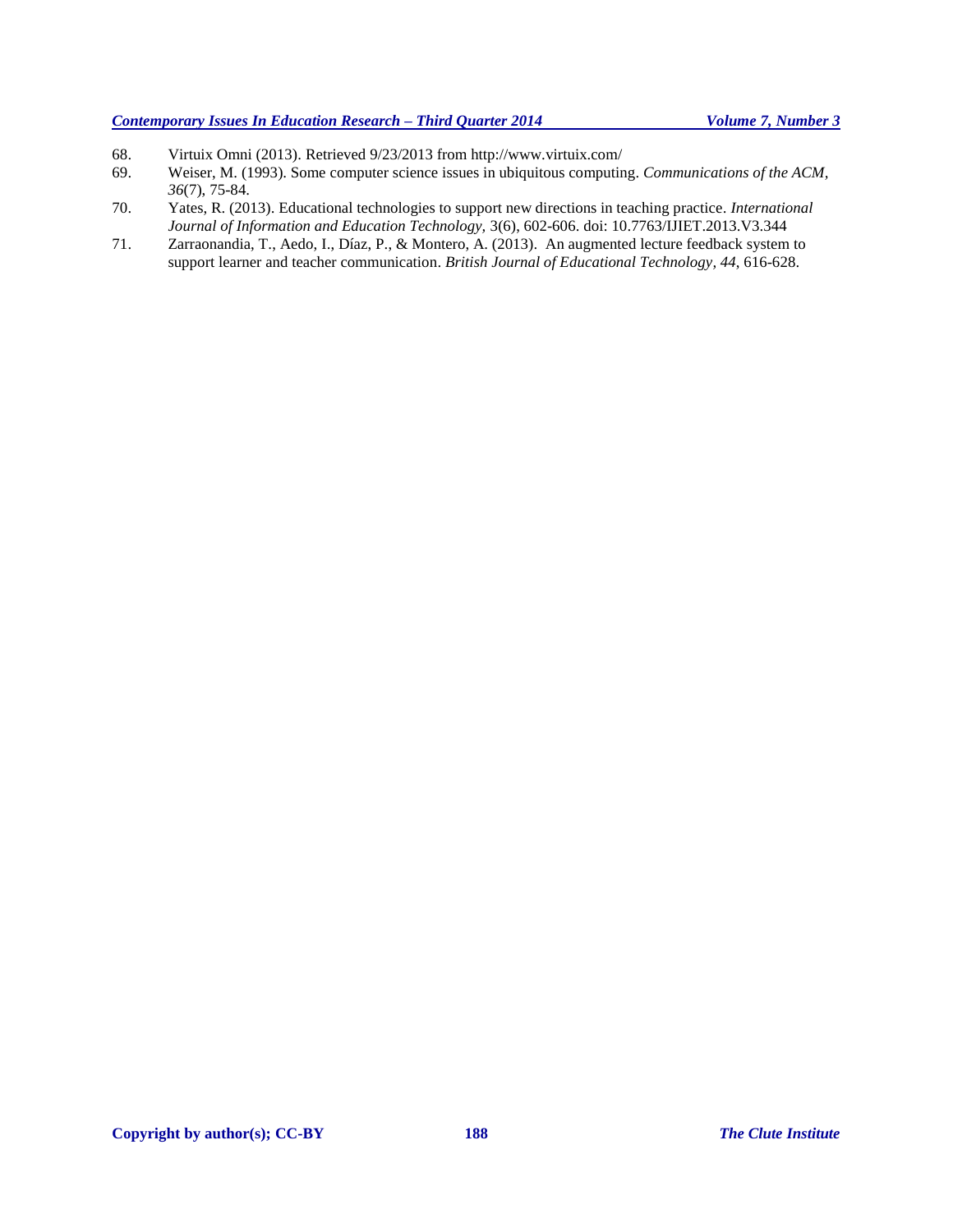68. Virtuix Omni (2013). Retrieved 9/23/2013 from http://www.virtuix.com/
69. Weiser, M. (1993). Some computer science issues in ubiquitous computing. *Communications of the ACM, 36*(7), 75-84.
70. Yates, R. (2013). Educational technologies to support new directions in teaching practice. *International Journal of Information and Education Technology,* 3(6), 602-606. doi: 10.7763/IJIET.2013.V3.344
71. Zarraonandia, T., Aedo, I., Díaz, P., & Montero, A. (2013). An augmented lecture feedback system to support learner and teacher communication. *British Journal of Educational Technology, 44*, 616-628.